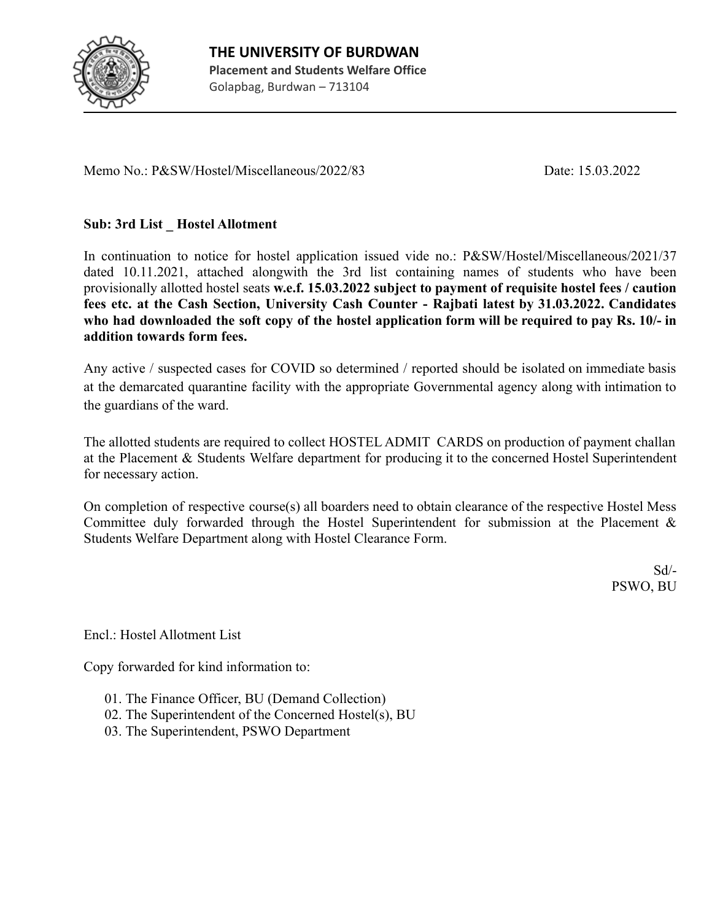# THE UNIVERSITY OF BURDWAN

**Placement and Students Welfare Office**

Golapbag, Burdwan – 713104

---

Memo No.: P&SW/Hostel/Miscellaneous/2022/83 Date: 15.03.2022

**Sub: 3rd List _ Hostel Allotment**

In continuation to notice for hostel application issued vide no.: P&SW/Hostel/Miscellaneous/2021/37 dated 10.11.2021, attached alongwith the 3rd list containing names of students who have been provisionally allotted hostel seats **w.e.f. 15.03.2022 subject to payment of requisite hostel fees / caution fees etc. at the Cash Section, University Cash Counter - Rajbati latest by 31.03.2022. Candidates who had downloaded the soft copy of the hostel application form will be required to pay Rs. 10/- in addition towards form fees.**

Any active / suspected cases for COVID so determined / reported should be isolated on immediate basis at the demarcated quarantine facility with the appropriate Governmental agency along with intimation to the guardians of the ward.

The allotted students are required to collect HOSTEL ADMIT CARDS on production of payment challan at the Placement & Students Welfare department for producing it to the concerned Hostel Superintendent for necessary action.

On completion of respective course(s) all boarders need to obtain clearance of the respective Hostel Mess Committee duly forwarded through the Hostel Superintendent for submission at the Placement & Students Welfare Department along with Hostel Clearance Form.

Sd/-
PSWO, BU

Encl.: Hostel Allotment List

Copy forwarded for kind information to:

01. The Finance Officer, BU (Demand Collection)
02. The Superintendent of the Concerned Hostel(s), BU
03. The Superintendent, PSWO Department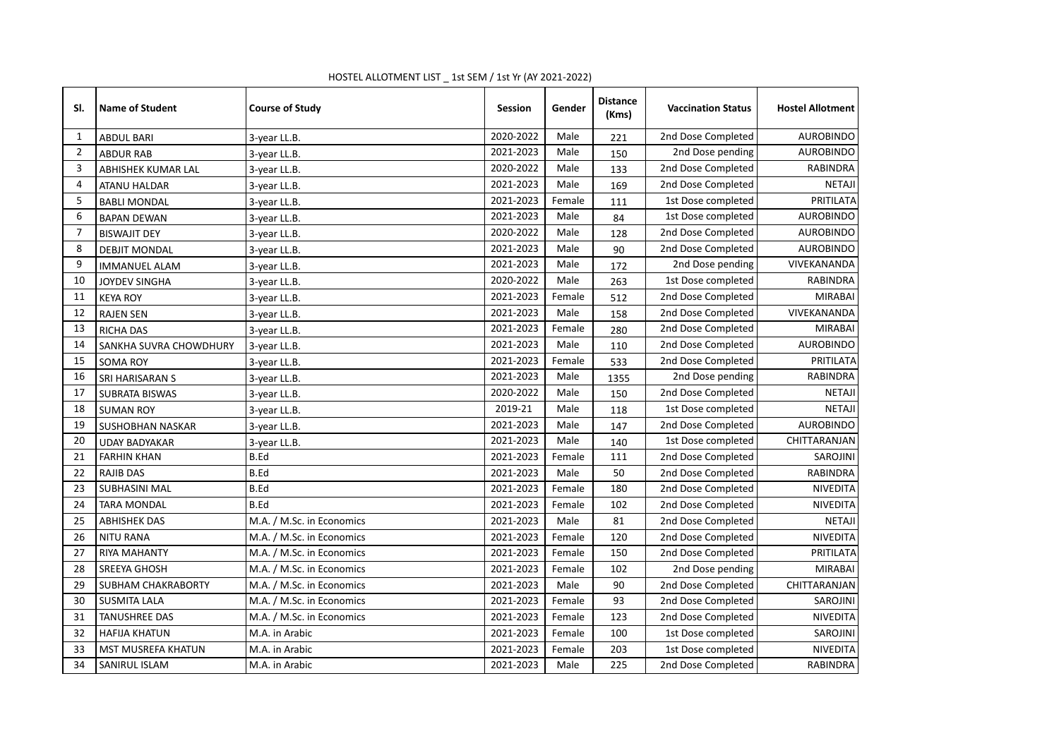HOSTEL ALLOTMENT LIST _ 1st SEM / 1st Yr (AY 2021-2022)

| Sl. | Name of Student | Course of Study | Session | Gender | Distance (Kms) | Vaccination Status | Hostel Allotment |
|---|---|---|---|---|---|---|---|
| 1 | ABDUL BARI | 3-year LL.B. | 2020-2022 | Male | 221 | 2nd Dose Completed | AUROBINDO |
| 2 | ABDUR RAB | 3-year LL.B. | 2021-2023 | Male | 150 | 2nd Dose pending | AUROBINDO |
| 3 | ABHISHEK KUMAR LAL | 3-year LL.B. | 2020-2022 | Male | 133 | 2nd Dose Completed | RABINDRA |
| 4 | ATANU HALDAR | 3-year LL.B. | 2021-2023 | Male | 169 | 2nd Dose Completed | NETAJI |
| 5 | BABLI MONDAL | 3-year LL.B. | 2021-2023 | Female | 111 | 1st Dose completed | PRITILATA |
| 6 | BAPAN DEWAN | 3-year LL.B. | 2021-2023 | Male | 84 | 1st Dose completed | AUROBINDO |
| 7 | BISWAJIT DEY | 3-year LL.B. | 2020-2022 | Male | 128 | 2nd Dose Completed | AUROBINDO |
| 8 | DEBJIT MONDAL | 3-year LL.B. | 2021-2023 | Male | 90 | 2nd Dose Completed | AUROBINDO |
| 9 | IMMANUEL ALAM | 3-year LL.B. | 2021-2023 | Male | 172 | 2nd Dose pending | VIVEKANANDA |
| 10 | JOYDEV SINGHA | 3-year LL.B. | 2020-2022 | Male | 263 | 1st Dose completed | RABINDRA |
| 11 | KEYA ROY | 3-year LL.B. | 2021-2023 | Female | 512 | 2nd Dose Completed | MIRABAI |
| 12 | RAJEN SEN | 3-year LL.B. | 2021-2023 | Male | 158 | 2nd Dose Completed | VIVEKANANDA |
| 13 | RICHA DAS | 3-year LL.B. | 2021-2023 | Female | 280 | 2nd Dose Completed | MIRABAI |
| 14 | SANKHA SUVRA CHOWDHURY | 3-year LL.B. | 2021-2023 | Male | 110 | 2nd Dose Completed | AUROBINDO |
| 15 | SOMA ROY | 3-year LL.B. | 2021-2023 | Female | 533 | 2nd Dose Completed | PRITILATA |
| 16 | SRI HARISARAN S | 3-year LL.B. | 2021-2023 | Male | 1355 | 2nd Dose pending | RABINDRA |
| 17 | SUBRATA BISWAS | 3-year LL.B. | 2020-2022 | Male | 150 | 2nd Dose Completed | NETAJI |
| 18 | SUMAN ROY | 3-year LL.B. | 2019-21 | Male | 118 | 1st Dose completed | NETAJI |
| 19 | SUSHOBHAN NASKAR | 3-year LL.B. | 2021-2023 | Male | 147 | 2nd Dose Completed | AUROBINDO |
| 20 | UDAY BADYAKAR | 3-year LL.B. | 2021-2023 | Male | 140 | 1st Dose completed | CHITTARANJAN |
| 21 | FARHIN KHAN | B.Ed | 2021-2023 | Female | 111 | 2nd Dose Completed | SAROJINI |
| 22 | RAJIB DAS | B.Ed | 2021-2023 | Male | 50 | 2nd Dose Completed | RABINDRA |
| 23 | SUBHASINI MAL | B.Ed | 2021-2023 | Female | 180 | 2nd Dose Completed | NIVEDITA |
| 24 | TARA MONDAL | B.Ed | 2021-2023 | Female | 102 | 2nd Dose Completed | NIVEDITA |
| 25 | ABHISHEK DAS | M.A. / M.Sc. in Economics | 2021-2023 | Male | 81 | 2nd Dose Completed | NETAJI |
| 26 | NITU RANA | M.A. / M.Sc. in Economics | 2021-2023 | Female | 120 | 2nd Dose Completed | NIVEDITA |
| 27 | RIYA MAHANTY | M.A. / M.Sc. in Economics | 2021-2023 | Female | 150 | 2nd Dose Completed | PRITILATA |
| 28 | SREEYA GHOSH | M.A. / M.Sc. in Economics | 2021-2023 | Female | 102 | 2nd Dose pending | MIRABAI |
| 29 | SUBHAM CHAKRABORTY | M.A. / M.Sc. in Economics | 2021-2023 | Male | 90 | 2nd Dose Completed | CHITTARANJAN |
| 30 | SUSMITA LALA | M.A. / M.Sc. in Economics | 2021-2023 | Female | 93 | 2nd Dose Completed | SAROJINI |
| 31 | TANUSHREE DAS | M.A. / M.Sc. in Economics | 2021-2023 | Female | 123 | 2nd Dose Completed | NIVEDITA |
| 32 | HAFIJA KHATUN | M.A. in Arabic | 2021-2023 | Female | 100 | 1st Dose completed | SAROJINI |
| 33 | MST MUSREFA KHATUN | M.A. in Arabic | 2021-2023 | Female | 203 | 1st Dose completed | NIVEDITA |
| 34 | SANIRUL ISLAM | M.A. in Arabic | 2021-2023 | Male | 225 | 2nd Dose Completed | RABINDRA |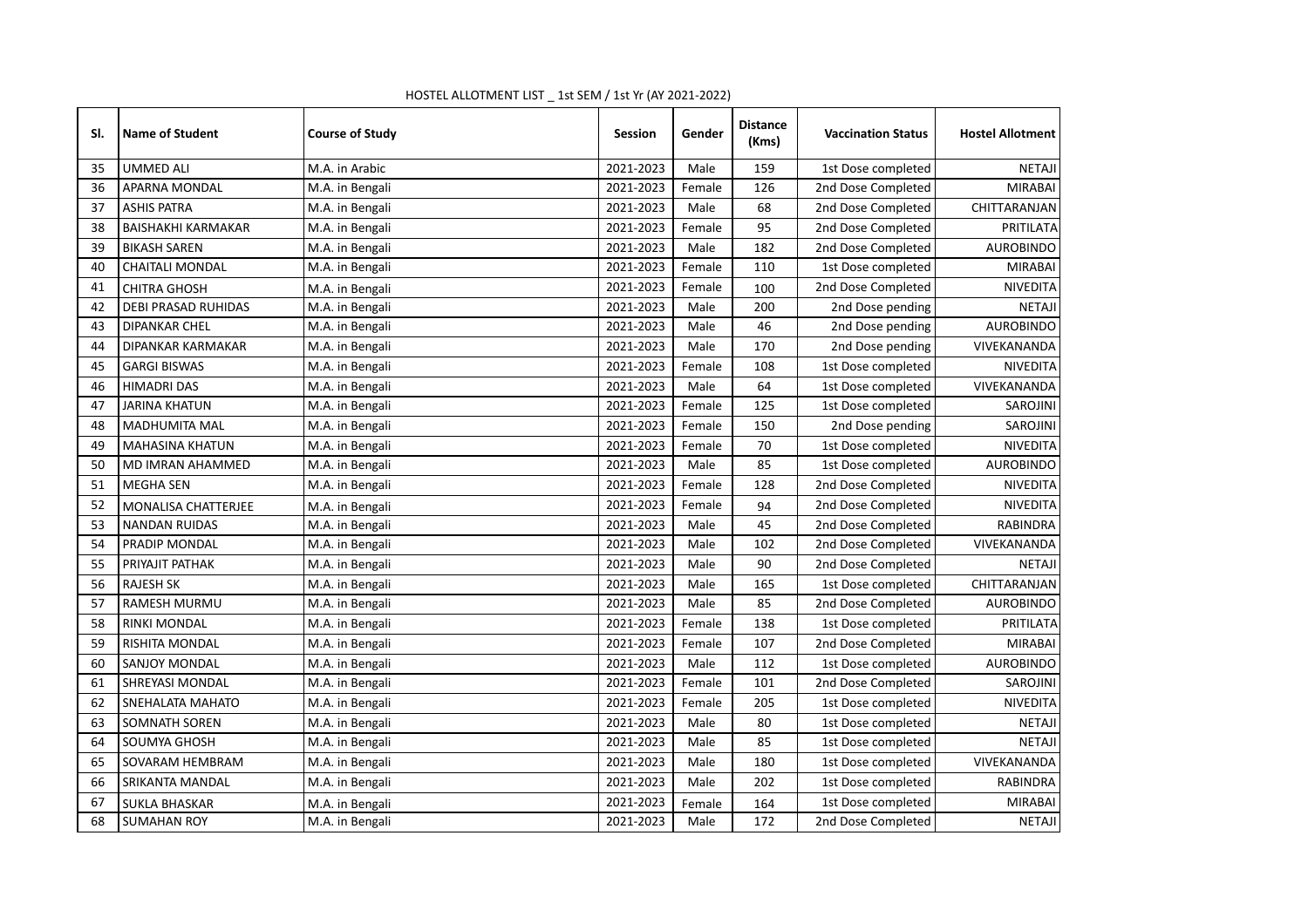HOSTEL ALLOTMENT LIST _ 1st SEM / 1st Yr (AY 2021-2022)

| Sl. | Name of Student | Course of Study | Session | Gender | Distance (Kms) | Vaccination Status | Hostel Allotment |
|---|---|---|---|---|---|---|---|
| 35 | UMMED ALI | M.A. in Arabic | 2021-2023 | Male | 159 | 1st Dose completed | NETAJI |
| 36 | APARNA MONDAL | M.A. in Bengali | 2021-2023 | Female | 126 | 2nd Dose Completed | MIRABAI |
| 37 | ASHIS PATRA | M.A. in Bengali | 2021-2023 | Male | 68 | 2nd Dose Completed | CHITTARANJAN |
| 38 | BAISHAKHI KARMAKAR | M.A. in Bengali | 2021-2023 | Female | 95 | 2nd Dose Completed | PRITILATA |
| 39 | BIKASH SAREN | M.A. in Bengali | 2021-2023 | Male | 182 | 2nd Dose Completed | AUROBINDO |
| 40 | CHAITALI MONDAL | M.A. in Bengali | 2021-2023 | Female | 110 | 1st Dose completed | MIRABAI |
| 41 | CHITRA GHOSH | M.A. in Bengali | 2021-2023 | Female | 100 | 2nd Dose Completed | NIVEDITA |
| 42 | DEBI PRASAD RUHIDAS | M.A. in Bengali | 2021-2023 | Male | 200 | 2nd Dose pending | NETAJI |
| 43 | DIPANKAR CHEL | M.A. in Bengali | 2021-2023 | Male | 46 | 2nd Dose pending | AUROBINDO |
| 44 | DIPANKAR KARMAKAR | M.A. in Bengali | 2021-2023 | Male | 170 | 2nd Dose pending | VIVEKANANDA |
| 45 | GARGI BISWAS | M.A. in Bengali | 2021-2023 | Female | 108 | 1st Dose completed | NIVEDITA |
| 46 | HIMADRI DAS | M.A. in Bengali | 2021-2023 | Male | 64 | 1st Dose completed | VIVEKANANDA |
| 47 | JARINA KHATUN | M.A. in Bengali | 2021-2023 | Female | 125 | 1st Dose completed | SAROJINI |
| 48 | MADHUMITA MAL | M.A. in Bengali | 2021-2023 | Female | 150 | 2nd Dose pending | SAROJINI |
| 49 | MAHASINA KHATUN | M.A. in Bengali | 2021-2023 | Female | 70 | 1st Dose completed | NIVEDITA |
| 50 | MD IMRAN AHAMMED | M.A. in Bengali | 2021-2023 | Male | 85 | 1st Dose completed | AUROBINDO |
| 51 | MEGHA SEN | M.A. in Bengali | 2021-2023 | Female | 128 | 2nd Dose Completed | NIVEDITA |
| 52 | MONALISA CHATTERJEE | M.A. in Bengali | 2021-2023 | Female | 94 | 2nd Dose Completed | NIVEDITA |
| 53 | NANDAN RUIDAS | M.A. in Bengali | 2021-2023 | Male | 45 | 2nd Dose Completed | RABINDRA |
| 54 | PRADIP MONDAL | M.A. in Bengali | 2021-2023 | Male | 102 | 2nd Dose Completed | VIVEKANANDA |
| 55 | PRIYAJIT PATHAK | M.A. in Bengali | 2021-2023 | Male | 90 | 2nd Dose Completed | NETAJI |
| 56 | RAJESH SK | M.A. in Bengali | 2021-2023 | Male | 165 | 1st Dose completed | CHITTARANJAN |
| 57 | RAMESH MURMU | M.A. in Bengali | 2021-2023 | Male | 85 | 2nd Dose Completed | AUROBINDO |
| 58 | RINKI MONDAL | M.A. in Bengali | 2021-2023 | Female | 138 | 1st Dose completed | PRITILATA |
| 59 | RISHITA MONDAL | M.A. in Bengali | 2021-2023 | Female | 107 | 2nd Dose Completed | MIRABAI |
| 60 | SANJOY MONDAL | M.A. in Bengali | 2021-2023 | Male | 112 | 1st Dose completed | AUROBINDO |
| 61 | SHREYASI MONDAL | M.A. in Bengali | 2021-2023 | Female | 101 | 2nd Dose Completed | SAROJINI |
| 62 | SNEHALATA MAHATO | M.A. in Bengali | 2021-2023 | Female | 205 | 1st Dose completed | NIVEDITA |
| 63 | SOMNATH SOREN | M.A. in Bengali | 2021-2023 | Male | 80 | 1st Dose completed | NETAJI |
| 64 | SOUMYA GHOSH | M.A. in Bengali | 2021-2023 | Male | 85 | 1st Dose completed | NETAJI |
| 65 | SOVARAM HEMBRAM | M.A. in Bengali | 2021-2023 | Male | 180 | 1st Dose completed | VIVEKANANDA |
| 66 | SRIKANTA MANDAL | M.A. in Bengali | 2021-2023 | Male | 202 | 1st Dose completed | RABINDRA |
| 67 | SUKLA BHASKAR | M.A. in Bengali | 2021-2023 | Female | 164 | 1st Dose completed | MIRABAI |
| 68 | SUMAHAN ROY | M.A. in Bengali | 2021-2023 | Male | 172 | 2nd Dose Completed | NETAJI |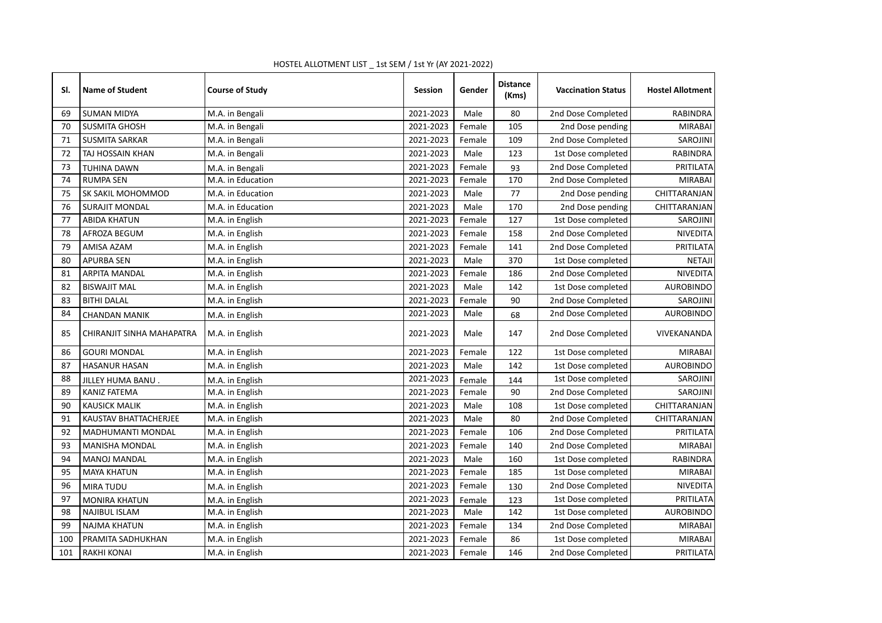HOSTEL ALLOTMENT LIST _ 1st SEM / 1st Yr (AY 2021-2022)

| Sl. | Name of Student | Course of Study | Session | Gender | Distance (Kms) | Vaccination Status | Hostel Allotment |
|---|---|---|---|---|---|---|---|
| 69 | SUMAN MIDYA | M.A. in Bengali | 2021-2023 | Male | 80 | 2nd Dose Completed | RABINDRA |
| 70 | SUSMITA GHOSH | M.A. in Bengali | 2021-2023 | Female | 105 | 2nd Dose pending | MIRABAI |
| 71 | SUSMITA SARKAR | M.A. in Bengali | 2021-2023 | Female | 109 | 2nd Dose Completed | SAROJINI |
| 72 | TAJ HOSSAIN KHAN | M.A. in Bengali | 2021-2023 | Male | 123 | 1st Dose completed | RABINDRA |
| 73 | TUHINA DAWN | M.A. in Bengali | 2021-2023 | Female | 93 | 2nd Dose Completed | PRITILATA |
| 74 | RUMPA SEN | M.A. in Education | 2021-2023 | Female | 170 | 2nd Dose Completed | MIRABAI |
| 75 | SK SAKIL MOHOMMOD | M.A. in Education | 2021-2023 | Male | 77 | 2nd Dose pending | CHITTARANJAN |
| 76 | SURAJIT MONDAL | M.A. in Education | 2021-2023 | Male | 170 | 2nd Dose pending | CHITTARANJAN |
| 77 | ABIDA KHATUN | M.A. in English | 2021-2023 | Female | 127 | 1st Dose completed | SAROJINI |
| 78 | AFROZA BEGUM | M.A. in English | 2021-2023 | Female | 158 | 2nd Dose Completed | NIVEDITA |
| 79 | AMISA AZAM | M.A. in English | 2021-2023 | Female | 141 | 2nd Dose Completed | PRITILATA |
| 80 | APURBA SEN | M.A. in English | 2021-2023 | Male | 370 | 1st Dose completed | NETAJI |
| 81 | ARPITA MANDAL | M.A. in English | 2021-2023 | Female | 186 | 2nd Dose Completed | NIVEDITA |
| 82 | BISWAJIT MAL | M.A. in English | 2021-2023 | Male | 142 | 1st Dose completed | AUROBINDO |
| 83 | BITHI DALAL | M.A. in English | 2021-2023 | Female | 90 | 2nd Dose Completed | SAROJINI |
| 84 | CHANDAN MANIK | M.A. in English | 2021-2023 | Male | 68 | 2nd Dose Completed | AUROBINDO |
| 85 | CHIRANJIT SINHA MAHAPATRA | M.A. in English | 2021-2023 | Male | 147 | 2nd Dose Completed | VIVEKANANDA |
| 86 | GOURI MONDAL | M.A. in English | 2021-2023 | Female | 122 | 1st Dose completed | MIRABAI |
| 87 | HASANUR HASAN | M.A. in English | 2021-2023 | Male | 142 | 1st Dose completed | AUROBINDO |
| 88 | JILLEY HUMA BANU . | M.A. in English | 2021-2023 | Female | 144 | 1st Dose completed | SAROJINI |
| 89 | KANIZ FATEMA | M.A. in English | 2021-2023 | Female | 90 | 2nd Dose Completed | SAROJINI |
| 90 | KAUSICK MALIK | M.A. in English | 2021-2023 | Male | 108 | 1st Dose completed | CHITTARANJAN |
| 91 | KAUSTAV BHATTACHERJEE | M.A. in English | 2021-2023 | Male | 80 | 2nd Dose Completed | CHITTARANJAN |
| 92 | MADHUMANTI MONDAL | M.A. in English | 2021-2023 | Female | 106 | 2nd Dose Completed | PRITILATA |
| 93 | MANISHA MONDAL | M.A. in English | 2021-2023 | Female | 140 | 2nd Dose Completed | MIRABAI |
| 94 | MANOJ MANDAL | M.A. in English | 2021-2023 | Male | 160 | 1st Dose completed | RABINDRA |
| 95 | MAYA KHATUN | M.A. in English | 2021-2023 | Female | 185 | 1st Dose completed | MIRABAI |
| 96 | MIRA TUDU | M.A. in English | 2021-2023 | Female | 130 | 2nd Dose Completed | NIVEDITA |
| 97 | MONIRA KHATUN | M.A. in English | 2021-2023 | Female | 123 | 1st Dose completed | PRITILATA |
| 98 | NAJIBUL ISLAM | M.A. in English | 2021-2023 | Male | 142 | 1st Dose completed | AUROBINDO |
| 99 | NAJMA KHATUN | M.A. in English | 2021-2023 | Female | 134 | 2nd Dose Completed | MIRABAI |
| 100 | PRAMITA SADHUKHAN | M.A. in English | 2021-2023 | Female | 86 | 1st Dose completed | MIRABAI |
| 101 | RAKHI KONAI | M.A. in English | 2021-2023 | Female | 146 | 2nd Dose Completed | PRITILATA |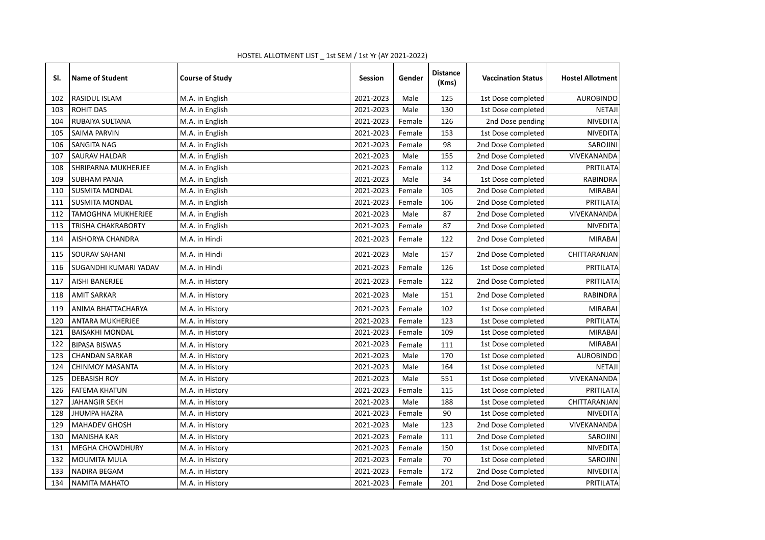HOSTEL ALLOTMENT LIST _ 1st SEM / 1st Yr (AY 2021-2022)

| Sl. | Name of Student | Course of Study | Session | Gender | Distance (Kms) | Vaccination Status | Hostel Allotment |
|---|---|---|---|---|---|---|---|
| 102 | RASIDUL ISLAM | M.A. in English | 2021-2023 | Male | 125 | 1st Dose completed | AUROBINDO |
| 103 | ROHIT DAS | M.A. in English | 2021-2023 | Male | 130 | 1st Dose completed | NETAJI |
| 104 | RUBAIYA SULTANA | M.A. in English | 2021-2023 | Female | 126 | 2nd Dose pending | NIVEDITA |
| 105 | SAIMA PARVIN | M.A. in English | 2021-2023 | Female | 153 | 1st Dose completed | NIVEDITA |
| 106 | SANGITA NAG | M.A. in English | 2021-2023 | Female | 98 | 2nd Dose Completed | SAROJINI |
| 107 | SAURAV HALDAR | M.A. in English | 2021-2023 | Male | 155 | 2nd Dose Completed | VIVEKANANDA |
| 108 | SHRIPARNA MUKHERJEE | M.A. in English | 2021-2023 | Female | 112 | 2nd Dose Completed | PRITILATA |
| 109 | SUBHAM PANJA | M.A. in English | 2021-2023 | Male | 34 | 1st Dose completed | RABINDRA |
| 110 | SUSMITA MONDAL | M.A. in English | 2021-2023 | Female | 105 | 2nd Dose Completed | MIRABAI |
| 111 | SUSMITA MONDAL | M.A. in English | 2021-2023 | Female | 106 | 2nd Dose Completed | PRITILATA |
| 112 | TAMOGHNA MUKHERJEE | M.A. in English | 2021-2023 | Male | 87 | 2nd Dose Completed | VIVEKANANDA |
| 113 | TRISHA CHAKRABORTY | M.A. in English | 2021-2023 | Female | 87 | 2nd Dose Completed | NIVEDITA |
| 114 | AISHORYA CHANDRA | M.A. in Hindi | 2021-2023 | Female | 122 | 2nd Dose Completed | MIRABAI |
| 115 | SOURAV SAHANI | M.A. in Hindi | 2021-2023 | Male | 157 | 2nd Dose Completed | CHITTARANJAN |
| 116 | SUGANDHI KUMARI YADAV | M.A. in Hindi | 2021-2023 | Female | 126 | 1st Dose completed | PRITILATA |
| 117 | AISHI BANERJEE | M.A. in History | 2021-2023 | Female | 122 | 2nd Dose Completed | PRITILATA |
| 118 | AMIT SARKAR | M.A. in History | 2021-2023 | Male | 151 | 2nd Dose Completed | RABINDRA |
| 119 | ANIMA BHATTACHARYA | M.A. in History | 2021-2023 | Female | 102 | 1st Dose completed | MIRABAI |
| 120 | ANTARA MUKHERJEE | M.A. in History | 2021-2023 | Female | 123 | 1st Dose completed | PRITILATA |
| 121 | BAISAKHI MONDAL | M.A. in History | 2021-2023 | Female | 109 | 1st Dose completed | MIRABAI |
| 122 | BIPASA BISWAS | M.A. in History | 2021-2023 | Female | 111 | 1st Dose completed | MIRABAI |
| 123 | CHANDAN SARKAR | M.A. in History | 2021-2023 | Male | 170 | 1st Dose completed | AUROBINDO |
| 124 | CHINMOY MASANTA | M.A. in History | 2021-2023 | Male | 164 | 1st Dose completed | NETAJI |
| 125 | DEBASISH ROY | M.A. in History | 2021-2023 | Male | 551 | 1st Dose completed | VIVEKANANDA |
| 126 | FATEMA KHATUN | M.A. in History | 2021-2023 | Female | 115 | 1st Dose completed | PRITILATA |
| 127 | JAHANGIR SEKH | M.A. in History | 2021-2023 | Male | 188 | 1st Dose completed | CHITTARANJAN |
| 128 | JHUMPA HAZRA | M.A. in History | 2021-2023 | Female | 90 | 1st Dose completed | NIVEDITA |
| 129 | MAHADEV GHOSH | M.A. in History | 2021-2023 | Male | 123 | 2nd Dose Completed | VIVEKANANDA |
| 130 | MANISHA KAR | M.A. in History | 2021-2023 | Female | 111 | 2nd Dose Completed | SAROJINI |
| 131 | MEGHA CHOWDHURY | M.A. in History | 2021-2023 | Female | 150 | 1st Dose completed | NIVEDITA |
| 132 | MOUMITA MULA | M.A. in History | 2021-2023 | Female | 70 | 1st Dose completed | SAROJINI |
| 133 | NADIRA BEGAM | M.A. in History | 2021-2023 | Female | 172 | 2nd Dose Completed | NIVEDITA |
| 134 | NAMITA MAHATO | M.A. in History | 2021-2023 | Female | 201 | 2nd Dose Completed | PRITILATA |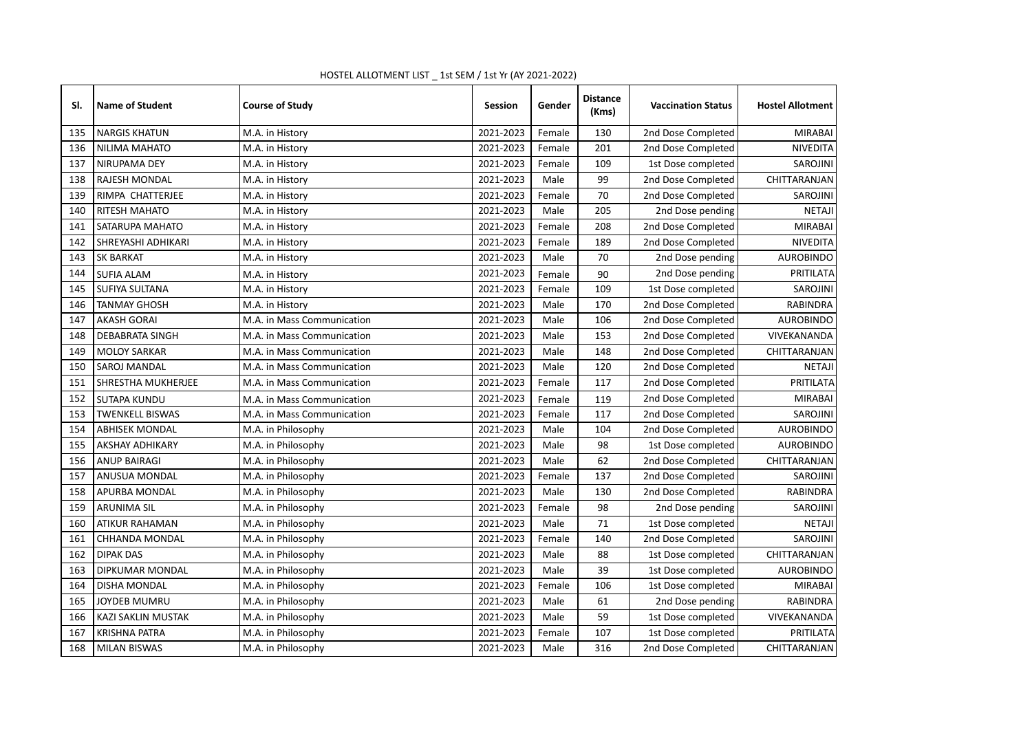HOSTEL ALLOTMENT LIST _ 1st SEM / 1st Yr (AY 2021-2022)

| Sl. | Name of Student | Course of Study | Session | Gender | Distance (Kms) | Vaccination Status | Hostel Allotment |
|---|---|---|---|---|---|---|---|
| 135 | NARGIS KHATUN | M.A. in History | 2021-2023 | Female | 130 | 2nd Dose Completed | MIRABAI |
| 136 | NILIMA MAHATO | M.A. in History | 2021-2023 | Female | 201 | 2nd Dose Completed | NIVEDITA |
| 137 | NIRUPAMA DEY | M.A. in History | 2021-2023 | Female | 109 | 1st Dose completed | SAROJINI |
| 138 | RAJESH MONDAL | M.A. in History | 2021-2023 | Male | 99 | 2nd Dose Completed | CHITTARANJAN |
| 139 | RIMPA CHATTERJEE | M.A. in History | 2021-2023 | Female | 70 | 2nd Dose Completed | SAROJINI |
| 140 | RITESH MAHATO | M.A. in History | 2021-2023 | Male | 205 | 2nd Dose pending | NETAJI |
| 141 | SATARUPA MAHATO | M.A. in History | 2021-2023 | Female | 208 | 2nd Dose Completed | MIRABAI |
| 142 | SHREYASHI ADHIKARI | M.A. in History | 2021-2023 | Female | 189 | 2nd Dose Completed | NIVEDITA |
| 143 | SK BARKAT | M.A. in History | 2021-2023 | Male | 70 | 2nd Dose pending | AUROBINDO |
| 144 | SUFIA ALAM | M.A. in History | 2021-2023 | Female | 90 | 2nd Dose pending | PRITILATA |
| 145 | SUFIYA SULTANA | M.A. in History | 2021-2023 | Female | 109 | 1st Dose completed | SAROJINI |
| 146 | TANMAY GHOSH | M.A. in History | 2021-2023 | Male | 170 | 2nd Dose Completed | RABINDRA |
| 147 | AKASH GORAI | M.A. in Mass Communication | 2021-2023 | Male | 106 | 2nd Dose Completed | AUROBINDO |
| 148 | DEBABRATA SINGH | M.A. in Mass Communication | 2021-2023 | Male | 153 | 2nd Dose Completed | VIVEKANANDA |
| 149 | MOLOY SARKAR | M.A. in Mass Communication | 2021-2023 | Male | 148 | 2nd Dose Completed | CHITTARANJAN |
| 150 | SAROJ MANDAL | M.A. in Mass Communication | 2021-2023 | Male | 120 | 2nd Dose Completed | NETAJI |
| 151 | SHRESTHA MUKHERJEE | M.A. in Mass Communication | 2021-2023 | Female | 117 | 2nd Dose Completed | PRITILATA |
| 152 | SUTAPA KUNDU | M.A. in Mass Communication | 2021-2023 | Female | 119 | 2nd Dose Completed | MIRABAI |
| 153 | TWENKELL BISWAS | M.A. in Mass Communication | 2021-2023 | Female | 117 | 2nd Dose Completed | SAROJINI |
| 154 | ABHISEK MONDAL | M.A. in Philosophy | 2021-2023 | Male | 104 | 2nd Dose Completed | AUROBINDO |
| 155 | AKSHAY ADHIKARY | M.A. in Philosophy | 2021-2023 | Male | 98 | 1st Dose completed | AUROBINDO |
| 156 | ANUP BAIRAGI | M.A. in Philosophy | 2021-2023 | Male | 62 | 2nd Dose Completed | CHITTARANJAN |
| 157 | ANUSUA MONDAL | M.A. in Philosophy | 2021-2023 | Female | 137 | 2nd Dose Completed | SAROJINI |
| 158 | APURBA MONDAL | M.A. in Philosophy | 2021-2023 | Male | 130 | 2nd Dose Completed | RABINDRA |
| 159 | ARUNIMA SIL | M.A. in Philosophy | 2021-2023 | Female | 98 | 2nd Dose pending | SAROJINI |
| 160 | ATIKUR RAHAMAN | M.A. in Philosophy | 2021-2023 | Male | 71 | 1st Dose completed | NETAJI |
| 161 | CHHANDA MONDAL | M.A. in Philosophy | 2021-2023 | Female | 140 | 2nd Dose Completed | SAROJINI |
| 162 | DIPAK DAS | M.A. in Philosophy | 2021-2023 | Male | 88 | 1st Dose completed | CHITTARANJAN |
| 163 | DIPKUMAR MONDAL | M.A. in Philosophy | 2021-2023 | Male | 39 | 1st Dose completed | AUROBINDO |
| 164 | DISHA MONDAL | M.A. in Philosophy | 2021-2023 | Female | 106 | 1st Dose completed | MIRABAI |
| 165 | JOYDEB MUMRU | M.A. in Philosophy | 2021-2023 | Male | 61 | 2nd Dose pending | RABINDRA |
| 166 | KAZI SAKLIN MUSTAK | M.A. in Philosophy | 2021-2023 | Male | 59 | 1st Dose completed | VIVEKANANDA |
| 167 | KRISHNA PATRA | M.A. in Philosophy | 2021-2023 | Female | 107 | 1st Dose completed | PRITILATA |
| 168 | MILAN BISWAS | M.A. in Philosophy | 2021-2023 | Male | 316 | 2nd Dose Completed | CHITTARANJAN |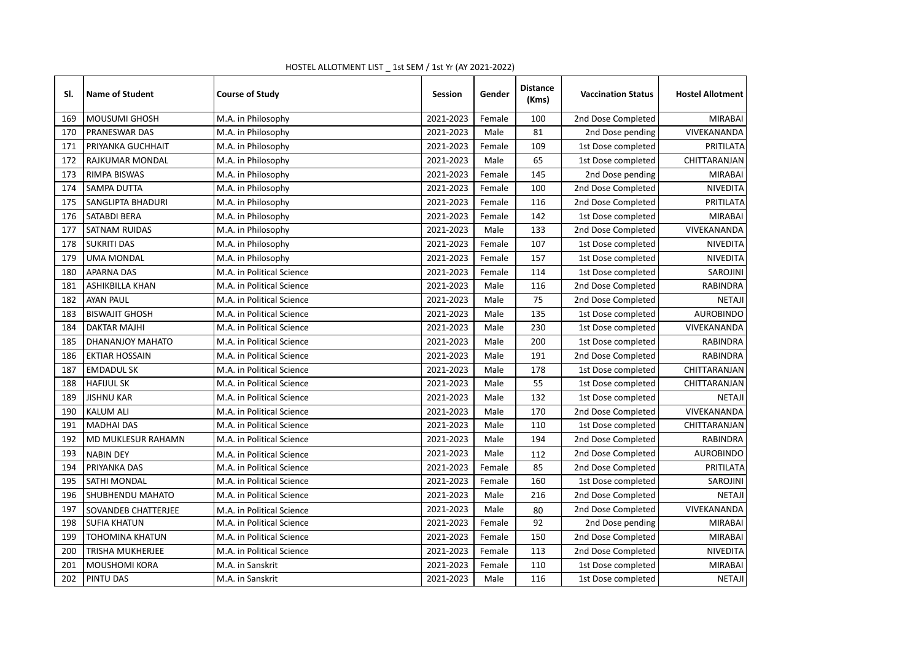HOSTEL ALLOTMENT LIST _ 1st SEM / 1st Yr (AY 2021-2022)

| Sl. | Name of Student | Course of Study | Session | Gender | Distance (Kms) | Vaccination Status | Hostel Allotment |
|---|---|---|---|---|---|---|---|
| 169 | MOUSUMI GHOSH | M.A. in Philosophy | 2021-2023 | Female | 100 | 2nd Dose Completed | MIRABAI |
| 170 | PRANESWAR DAS | M.A. in Philosophy | 2021-2023 | Male | 81 | 2nd Dose pending | VIVEKANANDA |
| 171 | PRIYANKA GUCHHAIT | M.A. in Philosophy | 2021-2023 | Female | 109 | 1st Dose completed | PRITILATA |
| 172 | RAJKUMAR MONDAL | M.A. in Philosophy | 2021-2023 | Male | 65 | 1st Dose completed | CHITTARANJAN |
| 173 | RIMPA BISWAS | M.A. in Philosophy | 2021-2023 | Female | 145 | 2nd Dose pending | MIRABAI |
| 174 | SAMPA DUTTA | M.A. in Philosophy | 2021-2023 | Female | 100 | 2nd Dose Completed | NIVEDITA |
| 175 | SANGLIPTA BHADURI | M.A. in Philosophy | 2021-2023 | Female | 116 | 2nd Dose Completed | PRITILATA |
| 176 | SATABDI BERA | M.A. in Philosophy | 2021-2023 | Female | 142 | 1st Dose completed | MIRABAI |
| 177 | SATNAM RUIDAS | M.A. in Philosophy | 2021-2023 | Male | 133 | 2nd Dose Completed | VIVEKANANDA |
| 178 | SUKRITI DAS | M.A. in Philosophy | 2021-2023 | Female | 107 | 1st Dose completed | NIVEDITA |
| 179 | UMA MONDAL | M.A. in Philosophy | 2021-2023 | Female | 157 | 1st Dose completed | NIVEDITA |
| 180 | APARNA DAS | M.A. in Political Science | 2021-2023 | Female | 114 | 1st Dose completed | SAROJINI |
| 181 | ASHIKBILLA KHAN | M.A. in Political Science | 2021-2023 | Male | 116 | 2nd Dose Completed | RABINDRA |
| 182 | AYAN PAUL | M.A. in Political Science | 2021-2023 | Male | 75 | 2nd Dose Completed | NETAJI |
| 183 | BISWAJIT GHOSH | M.A. in Political Science | 2021-2023 | Male | 135 | 1st Dose completed | AUROBINDO |
| 184 | DAKTAR MAJHI | M.A. in Political Science | 2021-2023 | Male | 230 | 1st Dose completed | VIVEKANANDA |
| 185 | DHANANJOY MAHATO | M.A. in Political Science | 2021-2023 | Male | 200 | 1st Dose completed | RABINDRA |
| 186 | EKTIAR HOSSAIN | M.A. in Political Science | 2021-2023 | Male | 191 | 2nd Dose Completed | RABINDRA |
| 187 | EMDADUL SK | M.A. in Political Science | 2021-2023 | Male | 178 | 1st Dose completed | CHITTARANJAN |
| 188 | HAFIJUL SK | M.A. in Political Science | 2021-2023 | Male | 55 | 1st Dose completed | CHITTARANJAN |
| 189 | JISHNU KAR | M.A. in Political Science | 2021-2023 | Male | 132 | 1st Dose completed | NETAJI |
| 190 | KALUM ALI | M.A. in Political Science | 2021-2023 | Male | 170 | 2nd Dose Completed | VIVEKANANDA |
| 191 | MADHAI DAS | M.A. in Political Science | 2021-2023 | Male | 110 | 1st Dose completed | CHITTARANJAN |
| 192 | MD MUKLESUR RAHAMN | M.A. in Political Science | 2021-2023 | Male | 194 | 2nd Dose Completed | RABINDRA |
| 193 | NABIN DEY | M.A. in Political Science | 2021-2023 | Male | 112 | 2nd Dose Completed | AUROBINDO |
| 194 | PRIYANKA DAS | M.A. in Political Science | 2021-2023 | Female | 85 | 2nd Dose Completed | PRITILATA |
| 195 | SATHI MONDAL | M.A. in Political Science | 2021-2023 | Female | 160 | 1st Dose completed | SAROJINI |
| 196 | SHUBHENDU MAHATO | M.A. in Political Science | 2021-2023 | Male | 216 | 2nd Dose Completed | NETAJI |
| 197 | SOVANDEB CHATTERJEE | M.A. in Political Science | 2021-2023 | Male | 80 | 2nd Dose Completed | VIVEKANANDA |
| 198 | SUFIA KHATUN | M.A. in Political Science | 2021-2023 | Female | 92 | 2nd Dose pending | MIRABAI |
| 199 | TOHOMINA KHATUN | M.A. in Political Science | 2021-2023 | Female | 150 | 2nd Dose Completed | MIRABAI |
| 200 | TRISHA MUKHERJEE | M.A. in Political Science | 2021-2023 | Female | 113 | 2nd Dose Completed | NIVEDITA |
| 201 | MOUSHOMI KORA | M.A. in Sanskrit | 2021-2023 | Female | 110 | 1st Dose completed | MIRABAI |
| 202 | PINTU DAS | M.A. in Sanskrit | 2021-2023 | Male | 116 | 1st Dose completed | NETAJI |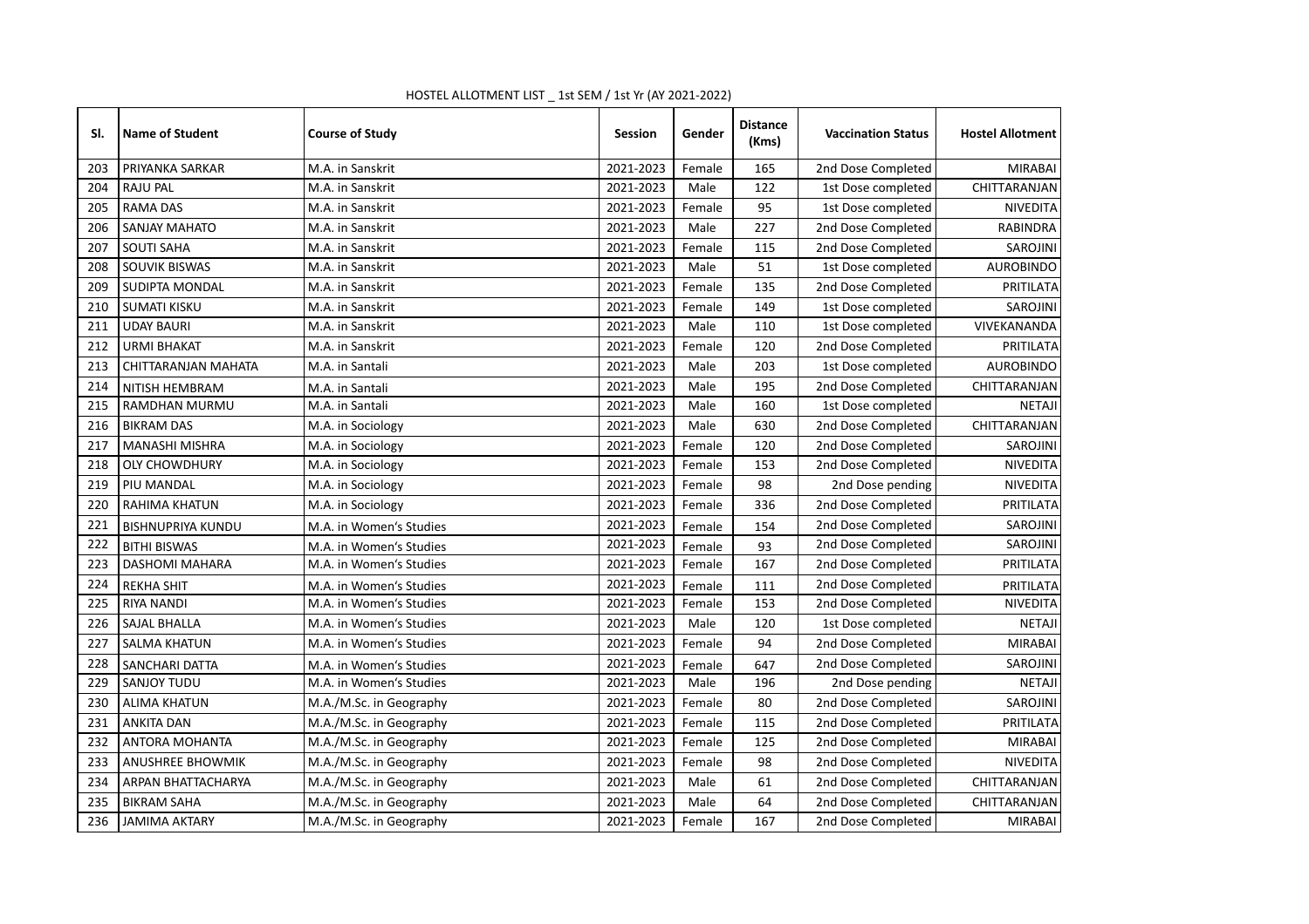HOSTEL ALLOTMENT LIST _ 1st SEM / 1st Yr (AY 2021-2022)

| Sl. | Name of Student | Course of Study | Session | Gender | Distance (Kms) | Vaccination Status | Hostel Allotment |
|---|---|---|---|---|---|---|---|
| 203 | PRIYANKA SARKAR | M.A. in Sanskrit | 2021-2023 | Female | 165 | 2nd Dose Completed | MIRABAI |
| 204 | RAJU PAL | M.A. in Sanskrit | 2021-2023 | Male | 122 | 1st Dose completed | CHITTARANJAN |
| 205 | RAMA DAS | M.A. in Sanskrit | 2021-2023 | Female | 95 | 1st Dose completed | NIVEDITA |
| 206 | SANJAY MAHATO | M.A. in Sanskrit | 2021-2023 | Male | 227 | 2nd Dose Completed | RABINDRA |
| 207 | SOUTI SAHA | M.A. in Sanskrit | 2021-2023 | Female | 115 | 2nd Dose Completed | SAROJINI |
| 208 | SOUVIK BISWAS | M.A. in Sanskrit | 2021-2023 | Male | 51 | 1st Dose completed | AUROBINDO |
| 209 | SUDIPTA MONDAL | M.A. in Sanskrit | 2021-2023 | Female | 135 | 2nd Dose Completed | PRITILATA |
| 210 | SUMATI KISKU | M.A. in Sanskrit | 2021-2023 | Female | 149 | 1st Dose completed | SAROJINI |
| 211 | UDAY BAURI | M.A. in Sanskrit | 2021-2023 | Male | 110 | 1st Dose completed | VIVEKANANDA |
| 212 | URMI BHAKAT | M.A. in Sanskrit | 2021-2023 | Female | 120 | 2nd Dose Completed | PRITILATA |
| 213 | CHITTARANJAN MAHATA | M.A. in Santali | 2021-2023 | Male | 203 | 1st Dose completed | AUROBINDO |
| 214 | NITISH HEMBRAM | M.A. in Santali | 2021-2023 | Male | 195 | 2nd Dose Completed | CHITTARANJAN |
| 215 | RAMDHAN MURMU | M.A. in Santali | 2021-2023 | Male | 160 | 1st Dose completed | NETAJI |
| 216 | BIKRAM DAS | M.A. in Sociology | 2021-2023 | Male | 630 | 2nd Dose Completed | CHITTARANJAN |
| 217 | MANASHI MISHRA | M.A. in Sociology | 2021-2023 | Female | 120 | 2nd Dose Completed | SAROJINI |
| 218 | OLY CHOWDHURY | M.A. in Sociology | 2021-2023 | Female | 153 | 2nd Dose Completed | NIVEDITA |
| 219 | PIU MANDAL | M.A. in Sociology | 2021-2023 | Female | 98 | 2nd Dose pending | NIVEDITA |
| 220 | RAHIMA KHATUN | M.A. in Sociology | 2021-2023 | Female | 336 | 2nd Dose Completed | PRITILATA |
| 221 | BISHNUPRIYA KUNDU | M.A. in Women's Studies | 2021-2023 | Female | 154 | 2nd Dose Completed | SAROJINI |
| 222 | BITHI BISWAS | M.A. in Women's Studies | 2021-2023 | Female | 93 | 2nd Dose Completed | SAROJINI |
| 223 | DASHOMI MAHARA | M.A. in Women's Studies | 2021-2023 | Female | 167 | 2nd Dose Completed | PRITILATA |
| 224 | REKHA SHIT | M.A. in Women's Studies | 2021-2023 | Female | 111 | 2nd Dose Completed | PRITILATA |
| 225 | RIYA NANDI | M.A. in Women's Studies | 2021-2023 | Female | 153 | 2nd Dose Completed | NIVEDITA |
| 226 | SAJAL BHALLA | M.A. in Women's Studies | 2021-2023 | Male | 120 | 1st Dose completed | NETAJI |
| 227 | SALMA KHATUN | M.A. in Women's Studies | 2021-2023 | Female | 94 | 2nd Dose Completed | MIRABAI |
| 228 | SANCHARI DATTA | M.A. in Women's Studies | 2021-2023 | Female | 647 | 2nd Dose Completed | SAROJINI |
| 229 | SANJOY TUDU | M.A. in Women's Studies | 2021-2023 | Male | 196 | 2nd Dose pending | NETAJI |
| 230 | ALIMA KHATUN | M.A./M.Sc. in Geography | 2021-2023 | Female | 80 | 2nd Dose Completed | SAROJINI |
| 231 | ANKITA DAN | M.A./M.Sc. in Geography | 2021-2023 | Female | 115 | 2nd Dose Completed | PRITILATA |
| 232 | ANTORA MOHANTA | M.A./M.Sc. in Geography | 2021-2023 | Female | 125 | 2nd Dose Completed | MIRABAI |
| 233 | ANUSHREE BHOWMIK | M.A./M.Sc. in Geography | 2021-2023 | Female | 98 | 2nd Dose Completed | NIVEDITA |
| 234 | ARPAN BHATTACHARYA | M.A./M.Sc. in Geography | 2021-2023 | Male | 61 | 2nd Dose Completed | CHITTARANJAN |
| 235 | BIKRAM SAHA | M.A./M.Sc. in Geography | 2021-2023 | Male | 64 | 2nd Dose Completed | CHITTARANJAN |
| 236 | JAMIMA AKTARY | M.A./M.Sc. in Geography | 2021-2023 | Female | 167 | 2nd Dose Completed | MIRABAI |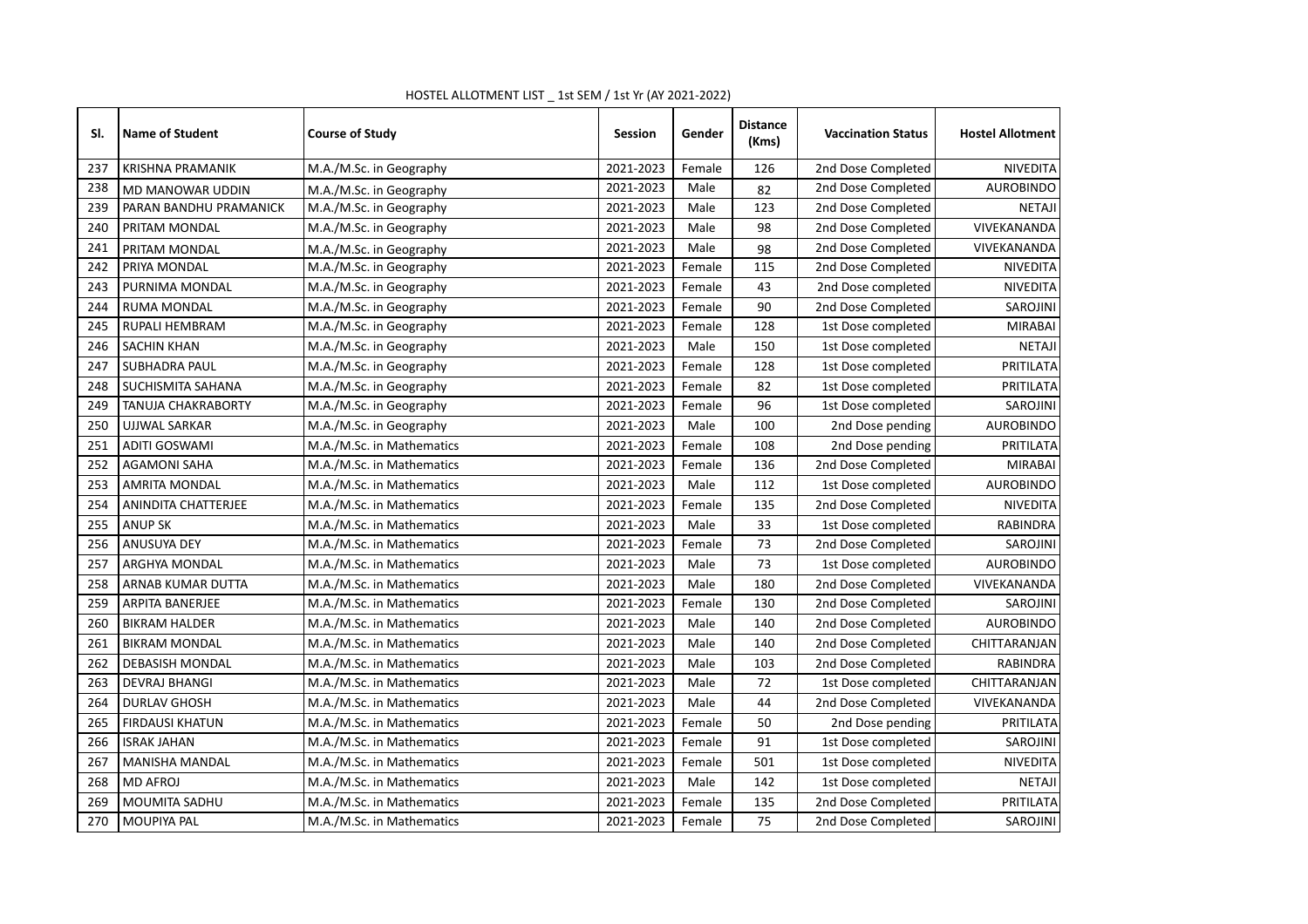HOSTEL ALLOTMENT LIST _ 1st SEM / 1st Yr (AY 2021-2022)

| Sl. | Name of Student | Course of Study | Session | Gender | Distance (Kms) | Vaccination Status | Hostel Allotment |
|---|---|---|---|---|---|---|---|
| 237 | KRISHNA PRAMANIK | M.A./M.Sc. in Geography | 2021-2023 | Female | 126 | 2nd Dose Completed | NIVEDITA |
| 238 | MD MANOWAR UDDIN | M.A./M.Sc. in Geography | 2021-2023 | Male | 82 | 2nd Dose Completed | AUROBINDO |
| 239 | PARAN BANDHU PRAMANICK | M.A./M.Sc. in Geography | 2021-2023 | Male | 123 | 2nd Dose Completed | NETAJI |
| 240 | PRITAM MONDAL | M.A./M.Sc. in Geography | 2021-2023 | Male | 98 | 2nd Dose Completed | VIVEKANANDA |
| 241 | PRITAM MONDAL | M.A./M.Sc. in Geography | 2021-2023 | Male | 98 | 2nd Dose Completed | VIVEKANANDA |
| 242 | PRIYA MONDAL | M.A./M.Sc. in Geography | 2021-2023 | Female | 115 | 2nd Dose Completed | NIVEDITA |
| 243 | PURNIMA MONDAL | M.A./M.Sc. in Geography | 2021-2023 | Female | 43 | 2nd Dose completed | NIVEDITA |
| 244 | RUMA MONDAL | M.A./M.Sc. in Geography | 2021-2023 | Female | 90 | 2nd Dose Completed | SAROJINI |
| 245 | RUPALI HEMBRAM | M.A./M.Sc. in Geography | 2021-2023 | Female | 128 | 1st Dose completed | MIRABAI |
| 246 | SACHIN KHAN | M.A./M.Sc. in Geography | 2021-2023 | Male | 150 | 1st Dose completed | NETAJI |
| 247 | SUBHADRA PAUL | M.A./M.Sc. in Geography | 2021-2023 | Female | 128 | 1st Dose completed | PRITILATA |
| 248 | SUCHISMITA SAHANA | M.A./M.Sc. in Geography | 2021-2023 | Female | 82 | 1st Dose completed | PRITILATA |
| 249 | TANUJA CHAKRABORTY | M.A./M.Sc. in Geography | 2021-2023 | Female | 96 | 1st Dose completed | SAROJINI |
| 250 | UJJWAL SARKAR | M.A./M.Sc. in Geography | 2021-2023 | Male | 100 | 2nd Dose pending | AUROBINDO |
| 251 | ADITI GOSWAMI | M.A./M.Sc. in Mathematics | 2021-2023 | Female | 108 | 2nd Dose pending | PRITILATA |
| 252 | AGAMONI SAHA | M.A./M.Sc. in Mathematics | 2021-2023 | Female | 136 | 2nd Dose Completed | MIRABAI |
| 253 | AMRITA MONDAL | M.A./M.Sc. in Mathematics | 2021-2023 | Male | 112 | 1st Dose completed | AUROBINDO |
| 254 | ANINDITA CHATTERJEE | M.A./M.Sc. in Mathematics | 2021-2023 | Female | 135 | 2nd Dose Completed | NIVEDITA |
| 255 | ANUP SK | M.A./M.Sc. in Mathematics | 2021-2023 | Male | 33 | 1st Dose completed | RABINDRA |
| 256 | ANUSUYA DEY | M.A./M.Sc. in Mathematics | 2021-2023 | Female | 73 | 2nd Dose Completed | SAROJINI |
| 257 | ARGHYA MONDAL | M.A./M.Sc. in Mathematics | 2021-2023 | Male | 73 | 1st Dose completed | AUROBINDO |
| 258 | ARNAB KUMAR DUTTA | M.A./M.Sc. in Mathematics | 2021-2023 | Male | 180 | 2nd Dose Completed | VIVEKANANDA |
| 259 | ARPITA BANERJEE | M.A./M.Sc. in Mathematics | 2021-2023 | Female | 130 | 2nd Dose Completed | SAROJINI |
| 260 | BIKRAM HALDER | M.A./M.Sc. in Mathematics | 2021-2023 | Male | 140 | 2nd Dose Completed | AUROBINDO |
| 261 | BIKRAM MONDAL | M.A./M.Sc. in Mathematics | 2021-2023 | Male | 140 | 2nd Dose Completed | CHITTARANJAN |
| 262 | DEBASISH MONDAL | M.A./M.Sc. in Mathematics | 2021-2023 | Male | 103 | 2nd Dose Completed | RABINDRA |
| 263 | DEVRAJ BHANGI | M.A./M.Sc. in Mathematics | 2021-2023 | Male | 72 | 1st Dose completed | CHITTARANJAN |
| 264 | DURLAV GHOSH | M.A./M.Sc. in Mathematics | 2021-2023 | Male | 44 | 2nd Dose Completed | VIVEKANANDA |
| 265 | FIRDAUSI KHATUN | M.A./M.Sc. in Mathematics | 2021-2023 | Female | 50 | 2nd Dose pending | PRITILATA |
| 266 | ISRAK JAHAN | M.A./M.Sc. in Mathematics | 2021-2023 | Female | 91 | 1st Dose completed | SAROJINI |
| 267 | MANISHA MANDAL | M.A./M.Sc. in Mathematics | 2021-2023 | Female | 501 | 1st Dose completed | NIVEDITA |
| 268 | MD AFROJ | M.A./M.Sc. in Mathematics | 2021-2023 | Male | 142 | 1st Dose completed | NETAJI |
| 269 | MOUMITA SADHU | M.A./M.Sc. in Mathematics | 2021-2023 | Female | 135 | 2nd Dose Completed | PRITILATA |
| 270 | MOUPIYA PAL | M.A./M.Sc. in Mathematics | 2021-2023 | Female | 75 | 2nd Dose Completed | SAROJINI |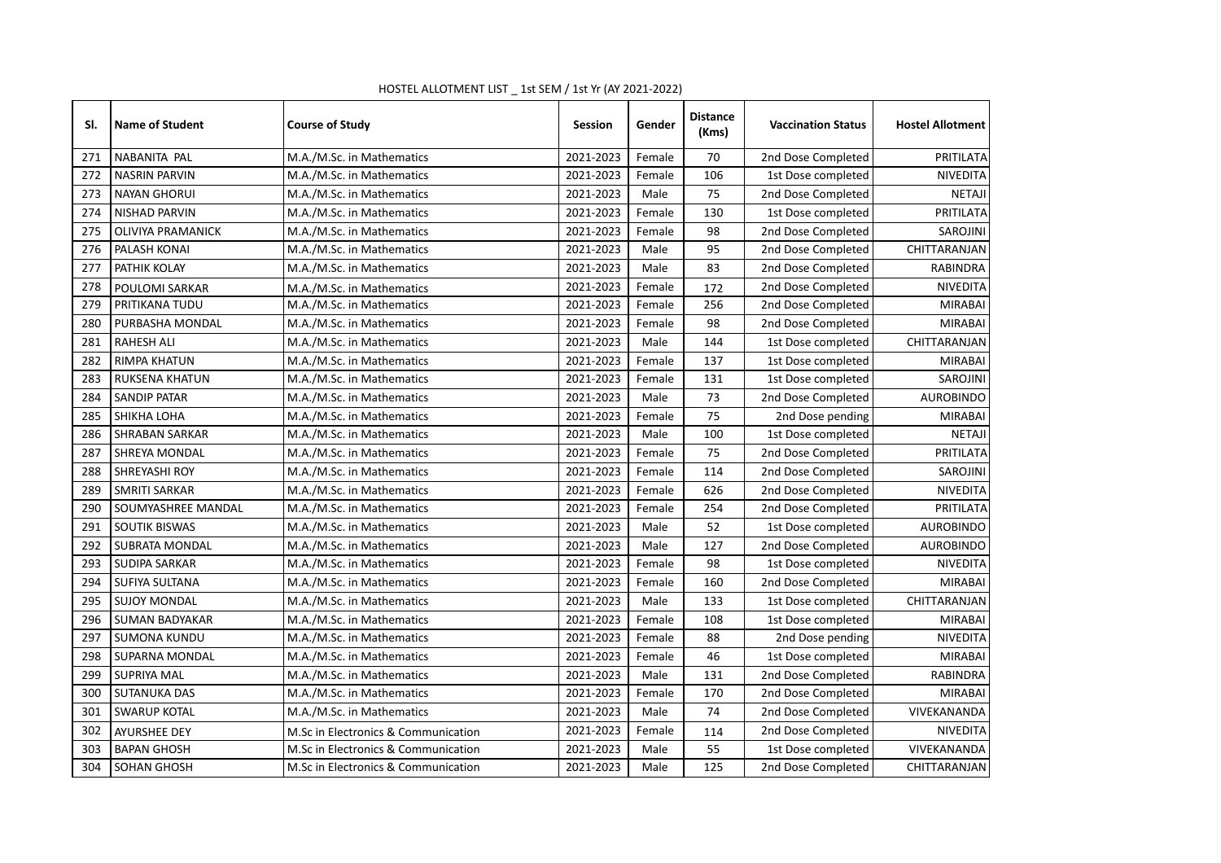HOSTEL ALLOTMENT LIST _ 1st SEM / 1st Yr (AY 2021-2022)

| Sl. | Name of Student | Course of Study | Session | Gender | Distance (Kms) | Vaccination Status | Hostel Allotment |
|---|---|---|---|---|---|---|---|
| 271 | NABANITA PAL | M.A./M.Sc. in Mathematics | 2021-2023 | Female | 70 | 2nd Dose Completed | PRITILATA |
| 272 | NASRIN PARVIN | M.A./M.Sc. in Mathematics | 2021-2023 | Female | 106 | 1st Dose completed | NIVEDITA |
| 273 | NAYAN GHORUI | M.A./M.Sc. in Mathematics | 2021-2023 | Male | 75 | 2nd Dose Completed | NETAJI |
| 274 | NISHAD PARVIN | M.A./M.Sc. in Mathematics | 2021-2023 | Female | 130 | 1st Dose completed | PRITILATA |
| 275 | OLIVIYA PRAMANICK | M.A./M.Sc. in Mathematics | 2021-2023 | Female | 98 | 2nd Dose Completed | SAROJINI |
| 276 | PALASH KONAI | M.A./M.Sc. in Mathematics | 2021-2023 | Male | 95 | 2nd Dose Completed | CHITTARANJAN |
| 277 | PATHIK KOLAY | M.A./M.Sc. in Mathematics | 2021-2023 | Male | 83 | 2nd Dose Completed | RABINDRA |
| 278 | POULOMI SARKAR | M.A./M.Sc. in Mathematics | 2021-2023 | Female | 172 | 2nd Dose Completed | NIVEDITA |
| 279 | PRITIKANA TUDU | M.A./M.Sc. in Mathematics | 2021-2023 | Female | 256 | 2nd Dose Completed | MIRABAI |
| 280 | PURBASHA MONDAL | M.A./M.Sc. in Mathematics | 2021-2023 | Female | 98 | 2nd Dose Completed | MIRABAI |
| 281 | RAHESH ALI | M.A./M.Sc. in Mathematics | 2021-2023 | Male | 144 | 1st Dose completed | CHITTARANJAN |
| 282 | RIMPA KHATUN | M.A./M.Sc. in Mathematics | 2021-2023 | Female | 137 | 1st Dose completed | MIRABAI |
| 283 | RUKSENA KHATUN | M.A./M.Sc. in Mathematics | 2021-2023 | Female | 131 | 1st Dose completed | SAROJINI |
| 284 | SANDIP PATAR | M.A./M.Sc. in Mathematics | 2021-2023 | Male | 73 | 2nd Dose Completed | AUROBINDO |
| 285 | SHIKHA LOHA | M.A./M.Sc. in Mathematics | 2021-2023 | Female | 75 | 2nd Dose pending | MIRABAI |
| 286 | SHRABAN SARKAR | M.A./M.Sc. in Mathematics | 2021-2023 | Male | 100 | 1st Dose completed | NETAJI |
| 287 | SHREYA MONDAL | M.A./M.Sc. in Mathematics | 2021-2023 | Female | 75 | 2nd Dose Completed | PRITILATA |
| 288 | SHREYASHI ROY | M.A./M.Sc. in Mathematics | 2021-2023 | Female | 114 | 2nd Dose Completed | SAROJINI |
| 289 | SMRITI SARKAR | M.A./M.Sc. in Mathematics | 2021-2023 | Female | 626 | 2nd Dose Completed | NIVEDITA |
| 290 | SOUMYASHREE MANDAL | M.A./M.Sc. in Mathematics | 2021-2023 | Female | 254 | 2nd Dose Completed | PRITILATA |
| 291 | SOUTIK BISWAS | M.A./M.Sc. in Mathematics | 2021-2023 | Male | 52 | 1st Dose completed | AUROBINDO |
| 292 | SUBRATA MONDAL | M.A./M.Sc. in Mathematics | 2021-2023 | Male | 127 | 2nd Dose Completed | AUROBINDO |
| 293 | SUDIPA SARKAR | M.A./M.Sc. in Mathematics | 2021-2023 | Female | 98 | 1st Dose completed | NIVEDITA |
| 294 | SUFIYA SULTANA | M.A./M.Sc. in Mathematics | 2021-2023 | Female | 160 | 2nd Dose Completed | MIRABAI |
| 295 | SUJOY MONDAL | M.A./M.Sc. in Mathematics | 2021-2023 | Male | 133 | 1st Dose completed | CHITTARANJAN |
| 296 | SUMAN BADYAKAR | M.A./M.Sc. in Mathematics | 2021-2023 | Female | 108 | 1st Dose completed | MIRABAI |
| 297 | SUMONA KUNDU | M.A./M.Sc. in Mathematics | 2021-2023 | Female | 88 | 2nd Dose pending | NIVEDITA |
| 298 | SUPARNA MONDAL | M.A./M.Sc. in Mathematics | 2021-2023 | Female | 46 | 1st Dose completed | MIRABAI |
| 299 | SUPRIYA MAL | M.A./M.Sc. in Mathematics | 2021-2023 | Male | 131 | 2nd Dose Completed | RABINDRA |
| 300 | SUTANUKA DAS | M.A./M.Sc. in Mathematics | 2021-2023 | Female | 170 | 2nd Dose Completed | MIRABAI |
| 301 | SWARUP KOTAL | M.A./M.Sc. in Mathematics | 2021-2023 | Male | 74 | 2nd Dose Completed | VIVEKANANDA |
| 302 | AYURSHEE DEY | M.Sc in Electronics & Communication | 2021-2023 | Female | 114 | 2nd Dose Completed | NIVEDITA |
| 303 | BAPAN GHOSH | M.Sc in Electronics & Communication | 2021-2023 | Male | 55 | 1st Dose completed | VIVEKANANDA |
| 304 | SOHAN GHOSH | M.Sc in Electronics & Communication | 2021-2023 | Male | 125 | 2nd Dose Completed | CHITTARANJAN |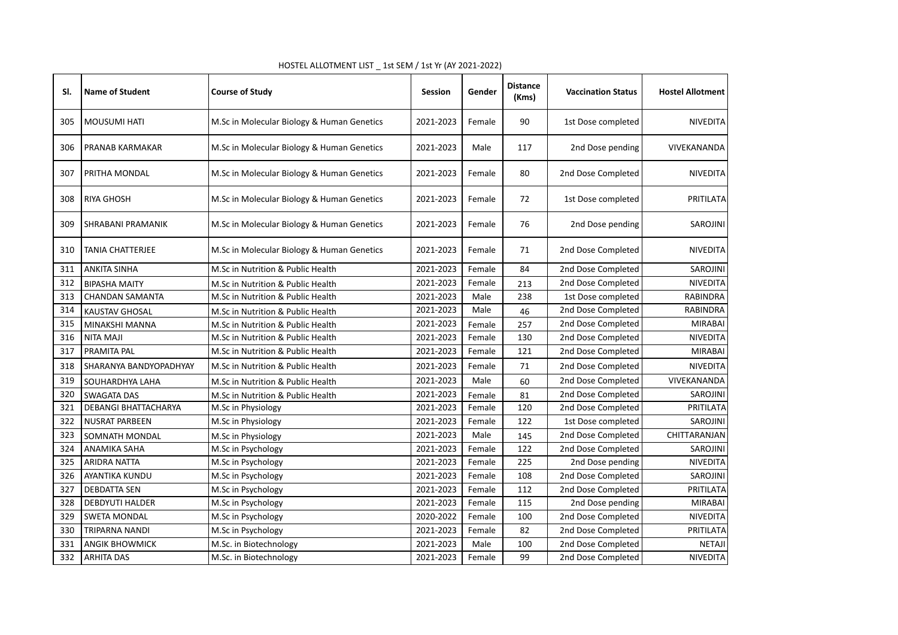HOSTEL ALLOTMENT LIST _ 1st SEM / 1st Yr (AY 2021-2022)

| Sl. | Name of Student | Course of Study | Session | Gender | Distance (Kms) | Vaccination Status | Hostel Allotment |
|---|---|---|---|---|---|---|---|
| 305 | MOUSUMI HATI | M.Sc in Molecular Biology & Human Genetics | 2021-2023 | Female | 90 | 1st Dose completed | NIVEDITA |
| 306 | PRANAB KARMAKAR | M.Sc in Molecular Biology & Human Genetics | 2021-2023 | Male | 117 | 2nd Dose pending | VIVEKANANDA |
| 307 | PRITHA MONDAL | M.Sc in Molecular Biology & Human Genetics | 2021-2023 | Female | 80 | 2nd Dose Completed | NIVEDITA |
| 308 | RIYA GHOSH | M.Sc in Molecular Biology & Human Genetics | 2021-2023 | Female | 72 | 1st Dose completed | PRITILATA |
| 309 | SHRABANI PRAMANIK | M.Sc in Molecular Biology & Human Genetics | 2021-2023 | Female | 76 | 2nd Dose pending | SAROJINI |
| 310 | TANIA CHATTERJEE | M.Sc in Molecular Biology & Human Genetics | 2021-2023 | Female | 71 | 2nd Dose Completed | NIVEDITA |
| 311 | ANKITA SINHA | M.Sc in Nutrition & Public Health | 2021-2023 | Female | 84 | 2nd Dose Completed | SAROJINI |
| 312 | BIPASHA MAITY | M.Sc in Nutrition & Public Health | 2021-2023 | Female | 213 | 2nd Dose Completed | NIVEDITA |
| 313 | CHANDAN SAMANTA | M.Sc in Nutrition & Public Health | 2021-2023 | Male | 238 | 1st Dose completed | RABINDRA |
| 314 | KAUSTAV GHOSAL | M.Sc in Nutrition & Public Health | 2021-2023 | Male | 46 | 2nd Dose Completed | RABINDRA |
| 315 | MINAKSHI MANNA | M.Sc in Nutrition & Public Health | 2021-2023 | Female | 257 | 2nd Dose Completed | MIRABAI |
| 316 | NITA MAJI | M.Sc in Nutrition & Public Health | 2021-2023 | Female | 130 | 2nd Dose Completed | NIVEDITA |
| 317 | PRAMITA PAL | M.Sc in Nutrition & Public Health | 2021-2023 | Female | 121 | 2nd Dose Completed | MIRABAI |
| 318 | SHARANYA BANDYOPADHYAY | M.Sc in Nutrition & Public Health | 2021-2023 | Female | 71 | 2nd Dose Completed | NIVEDITA |
| 319 | SOUHARDHYA LAHA | M.Sc in Nutrition & Public Health | 2021-2023 | Male | 60 | 2nd Dose Completed | VIVEKANANDA |
| 320 | SWAGATA DAS | M.Sc in Nutrition & Public Health | 2021-2023 | Female | 81 | 2nd Dose Completed | SAROJINI |
| 321 | DEBANGI BHATTACHARYA | M.Sc in Physiology | 2021-2023 | Female | 120 | 2nd Dose Completed | PRITILATA |
| 322 | NUSRAT PARBEEN | M.Sc in Physiology | 2021-2023 | Female | 122 | 1st Dose completed | SAROJINI |
| 323 | SOMNATH MONDAL | M.Sc in Physiology | 2021-2023 | Male | 145 | 2nd Dose Completed | CHITTARANJAN |
| 324 | ANAMIKA SAHA | M.Sc in Psychology | 2021-2023 | Female | 122 | 2nd Dose Completed | SAROJINI |
| 325 | ARIDRA NATTA | M.Sc in Psychology | 2021-2023 | Female | 225 | 2nd Dose pending | NIVEDITA |
| 326 | AYANTIKA KUNDU | M.Sc in Psychology | 2021-2023 | Female | 108 | 2nd Dose Completed | SAROJINI |
| 327 | DEBDATTA SEN | M.Sc in Psychology | 2021-2023 | Female | 112 | 2nd Dose Completed | PRITILATA |
| 328 | DEBDYUTI HALDER | M.Sc in Psychology | 2021-2023 | Female | 115 | 2nd Dose pending | MIRABAI |
| 329 | SWETA MONDAL | M.Sc in Psychology | 2020-2022 | Female | 100 | 2nd Dose Completed | NIVEDITA |
| 330 | TRIPARNA NANDI | M.Sc in Psychology | 2021-2023 | Female | 82 | 2nd Dose Completed | PRITILATA |
| 331 | ANGIK BHOWMICK | M.Sc. in Biotechnology | 2021-2023 | Male | 100 | 2nd Dose Completed | NETAJI |
| 332 | ARHITA DAS | M.Sc. in Biotechnology | 2021-2023 | Female | 99 | 2nd Dose Completed | NIVEDITA |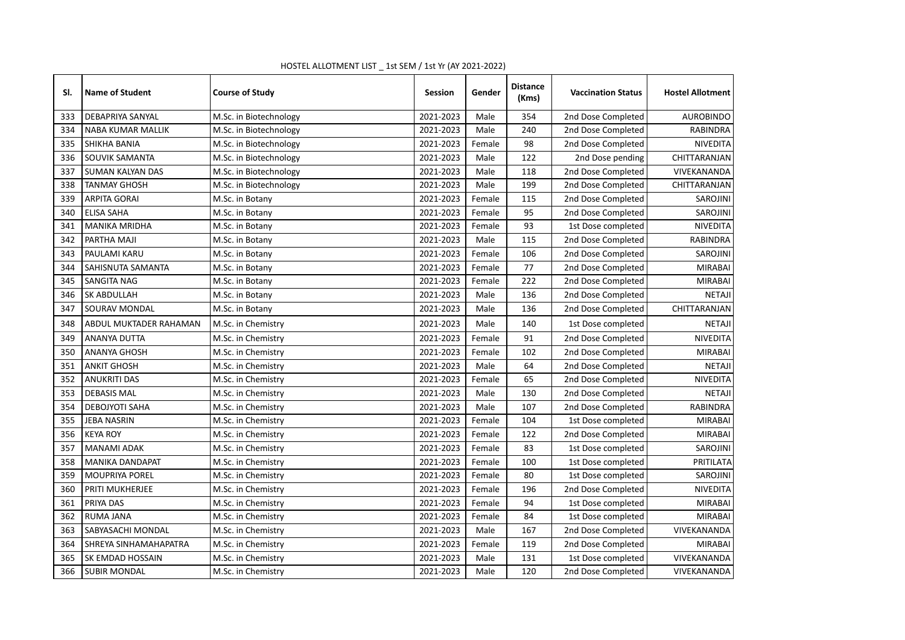HOSTEL ALLOTMENT LIST _ 1st SEM / 1st Yr (AY 2021-2022)

| Sl. | Name of Student | Course of Study | Session | Gender | Distance (Kms) | Vaccination Status | Hostel Allotment |
|---|---|---|---|---|---|---|---|
| 333 | DEBAPRIYA SANYAL | M.Sc. in Biotechnology | 2021-2023 | Male | 354 | 2nd Dose Completed | AUROBINDO |
| 334 | NABA KUMAR MALLIK | M.Sc. in Biotechnology | 2021-2023 | Male | 240 | 2nd Dose Completed | RABINDRA |
| 335 | SHIKHA BANIA | M.Sc. in Biotechnology | 2021-2023 | Female | 98 | 2nd Dose Completed | NIVEDITA |
| 336 | SOUVIK SAMANTA | M.Sc. in Biotechnology | 2021-2023 | Male | 122 | 2nd Dose pending | CHITTARANJAN |
| 337 | SUMAN KALYAN DAS | M.Sc. in Biotechnology | 2021-2023 | Male | 118 | 2nd Dose Completed | VIVEKANANDA |
| 338 | TANMAY GHOSH | M.Sc. in Biotechnology | 2021-2023 | Male | 199 | 2nd Dose Completed | CHITTARANJAN |
| 339 | ARPITA GORAI | M.Sc. in Botany | 2021-2023 | Female | 115 | 2nd Dose Completed | SAROJINI |
| 340 | ELISA SAHA | M.Sc. in Botany | 2021-2023 | Female | 95 | 2nd Dose Completed | SAROJINI |
| 341 | MANIKA MRIDHA | M.Sc. in Botany | 2021-2023 | Female | 93 | 1st Dose completed | NIVEDITA |
| 342 | PARTHA MAJI | M.Sc. in Botany | 2021-2023 | Male | 115 | 2nd Dose Completed | RABINDRA |
| 343 | PAULAMI KARU | M.Sc. in Botany | 2021-2023 | Female | 106 | 2nd Dose Completed | SAROJINI |
| 344 | SAHISNUTA SAMANTA | M.Sc. in Botany | 2021-2023 | Female | 77 | 2nd Dose Completed | MIRABAI |
| 345 | SANGITA NAG | M.Sc. in Botany | 2021-2023 | Female | 222 | 2nd Dose Completed | MIRABAI |
| 346 | SK ABDULLAH | M.Sc. in Botany | 2021-2023 | Male | 136 | 2nd Dose Completed | NETAJI |
| 347 | SOURAV MONDAL | M.Sc. in Botany | 2021-2023 | Male | 136 | 2nd Dose Completed | CHITTARANJAN |
| 348 | ABDUL MUKTADER RAHAMAN | M.Sc. in Chemistry | 2021-2023 | Male | 140 | 1st Dose completed | NETAJI |
| 349 | ANANYA DUTTA | M.Sc. in Chemistry | 2021-2023 | Female | 91 | 2nd Dose Completed | NIVEDITA |
| 350 | ANANYA GHOSH | M.Sc. in Chemistry | 2021-2023 | Female | 102 | 2nd Dose Completed | MIRABAI |
| 351 | ANKIT GHOSH | M.Sc. in Chemistry | 2021-2023 | Male | 64 | 2nd Dose Completed | NETAJI |
| 352 | ANUKRITI DAS | M.Sc. in Chemistry | 2021-2023 | Female | 65 | 2nd Dose Completed | NIVEDITA |
| 353 | DEBASIS MAL | M.Sc. in Chemistry | 2021-2023 | Male | 130 | 2nd Dose Completed | NETAJI |
| 354 | DEBOJYOTI SAHA | M.Sc. in Chemistry | 2021-2023 | Male | 107 | 2nd Dose Completed | RABINDRA |
| 355 | JEBA NASRIN | M.Sc. in Chemistry | 2021-2023 | Female | 104 | 1st Dose completed | MIRABAI |
| 356 | KEYA ROY | M.Sc. in Chemistry | 2021-2023 | Female | 122 | 2nd Dose Completed | MIRABAI |
| 357 | MANAMI ADAK | M.Sc. in Chemistry | 2021-2023 | Female | 83 | 1st Dose completed | SAROJINI |
| 358 | MANIKA DANDAPAT | M.Sc. in Chemistry | 2021-2023 | Female | 100 | 1st Dose completed | PRITILATA |
| 359 | MOUPRIYA POREL | M.Sc. in Chemistry | 2021-2023 | Female | 80 | 1st Dose completed | SAROJINI |
| 360 | PRITI MUKHERJEE | M.Sc. in Chemistry | 2021-2023 | Female | 196 | 2nd Dose Completed | NIVEDITA |
| 361 | PRIYA DAS | M.Sc. in Chemistry | 2021-2023 | Female | 94 | 1st Dose completed | MIRABAI |
| 362 | RUMA JANA | M.Sc. in Chemistry | 2021-2023 | Female | 84 | 1st Dose completed | MIRABAI |
| 363 | SABYASACHI MONDAL | M.Sc. in Chemistry | 2021-2023 | Male | 167 | 2nd Dose Completed | VIVEKANANDA |
| 364 | SHREYA SINHAMAHAPATRA | M.Sc. in Chemistry | 2021-2023 | Female | 119 | 2nd Dose Completed | MIRABAI |
| 365 | SK EMDAD HOSSAIN | M.Sc. in Chemistry | 2021-2023 | Male | 131 | 1st Dose completed | VIVEKANANDA |
| 366 | SUBIR MONDAL | M.Sc. in Chemistry | 2021-2023 | Male | 120 | 2nd Dose Completed | VIVEKANANDA |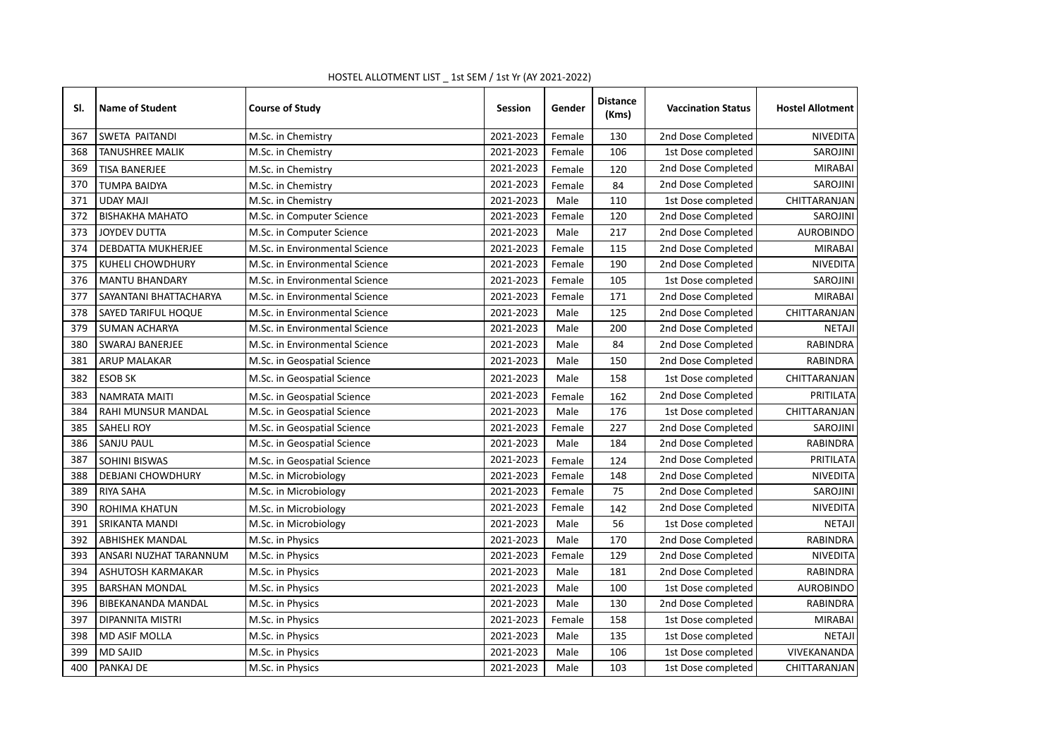HOSTEL ALLOTMENT LIST _ 1st SEM / 1st Yr (AY 2021-2022)

| Sl. | Name of Student | Course of Study | Session | Gender | Distance (Kms) | Vaccination Status | Hostel Allotment |
|---|---|---|---|---|---|---|---|
| 367 | SWETA PAITANDI | M.Sc. in Chemistry | 2021-2023 | Female | 130 | 2nd Dose Completed | NIVEDITA |
| 368 | TANUSHREE MALIK | M.Sc. in Chemistry | 2021-2023 | Female | 106 | 1st Dose completed | SAROJINI |
| 369 | TISA BANERJEE | M.Sc. in Chemistry | 2021-2023 | Female | 120 | 2nd Dose Completed | MIRABAI |
| 370 | TUMPA BAIDYA | M.Sc. in Chemistry | 2021-2023 | Female | 84 | 2nd Dose Completed | SAROJINI |
| 371 | UDAY MAJI | M.Sc. in Chemistry | 2021-2023 | Male | 110 | 1st Dose completed | CHITTARANJAN |
| 372 | BISHAKHA MAHATO | M.Sc. in Computer Science | 2021-2023 | Female | 120 | 2nd Dose Completed | SAROJINI |
| 373 | JOYDEV DUTTA | M.Sc. in Computer Science | 2021-2023 | Male | 217 | 2nd Dose Completed | AUROBINDO |
| 374 | DEBDATTA MUKHERJEE | M.Sc. in Environmental Science | 2021-2023 | Female | 115 | 2nd Dose Completed | MIRABAI |
| 375 | KUHELI CHOWDHURY | M.Sc. in Environmental Science | 2021-2023 | Female | 190 | 2nd Dose Completed | NIVEDITA |
| 376 | MANTU BHANDARY | M.Sc. in Environmental Science | 2021-2023 | Female | 105 | 1st Dose completed | SAROJINI |
| 377 | SAYANTANI BHATTACHARYA | M.Sc. in Environmental Science | 2021-2023 | Female | 171 | 2nd Dose Completed | MIRABAI |
| 378 | SAYED TARIFUL HOQUE | M.Sc. in Environmental Science | 2021-2023 | Male | 125 | 2nd Dose Completed | CHITTARANJAN |
| 379 | SUMAN ACHARYA | M.Sc. in Environmental Science | 2021-2023 | Male | 200 | 2nd Dose Completed | NETAJI |
| 380 | SWARAJ BANERJEE | M.Sc. in Environmental Science | 2021-2023 | Male | 84 | 2nd Dose Completed | RABINDRA |
| 381 | ARUP MALAKAR | M.Sc. in Geospatial Science | 2021-2023 | Male | 150 | 2nd Dose Completed | RABINDRA |
| 382 | ESOB SK | M.Sc. in Geospatial Science | 2021-2023 | Male | 158 | 1st Dose completed | CHITTARANJAN |
| 383 | NAMRATA MAITI | M.Sc. in Geospatial Science | 2021-2023 | Female | 162 | 2nd Dose Completed | PRITILATA |
| 384 | RAHI MUNSUR MANDAL | M.Sc. in Geospatial Science | 2021-2023 | Male | 176 | 1st Dose completed | CHITTARANJAN |
| 385 | SAHELI ROY | M.Sc. in Geospatial Science | 2021-2023 | Female | 227 | 2nd Dose Completed | SAROJINI |
| 386 | SANJU PAUL | M.Sc. in Geospatial Science | 2021-2023 | Male | 184 | 2nd Dose Completed | RABINDRA |
| 387 | SOHINI BISWAS | M.Sc. in Geospatial Science | 2021-2023 | Female | 124 | 2nd Dose Completed | PRITILATA |
| 388 | DEBJANI CHOWDHURY | M.Sc. in Microbiology | 2021-2023 | Female | 148 | 2nd Dose Completed | NIVEDITA |
| 389 | RIYA SAHA | M.Sc. in Microbiology | 2021-2023 | Female | 75 | 2nd Dose Completed | SAROJINI |
| 390 | ROHIMA KHATUN | M.Sc. in Microbiology | 2021-2023 | Female | 142 | 2nd Dose Completed | NIVEDITA |
| 391 | SRIKANTA MANDI | M.Sc. in Microbiology | 2021-2023 | Male | 56 | 1st Dose completed | NETAJI |
| 392 | ABHISHEK MANDAL | M.Sc. in Physics | 2021-2023 | Male | 170 | 2nd Dose Completed | RABINDRA |
| 393 | ANSARI NUZHAT TARANNUM | M.Sc. in Physics | 2021-2023 | Female | 129 | 2nd Dose Completed | NIVEDITA |
| 394 | ASHUTOSH KARMAKAR | M.Sc. in Physics | 2021-2023 | Male | 181 | 2nd Dose Completed | RABINDRA |
| 395 | BARSHAN MONDAL | M.Sc. in Physics | 2021-2023 | Male | 100 | 1st Dose completed | AUROBINDO |
| 396 | BIBEKANANDA MANDAL | M.Sc. in Physics | 2021-2023 | Male | 130 | 2nd Dose Completed | RABINDRA |
| 397 | DIPANNITA MISTRI | M.Sc. in Physics | 2021-2023 | Female | 158 | 1st Dose completed | MIRABAI |
| 398 | MD ASIF MOLLA | M.Sc. in Physics | 2021-2023 | Male | 135 | 1st Dose completed | NETAJI |
| 399 | MD SAJID | M.Sc. in Physics | 2021-2023 | Male | 106 | 1st Dose completed | VIVEKANANDA |
| 400 | PANKAJ DE | M.Sc. in Physics | 2021-2023 | Male | 103 | 1st Dose completed | CHITTARANJAN |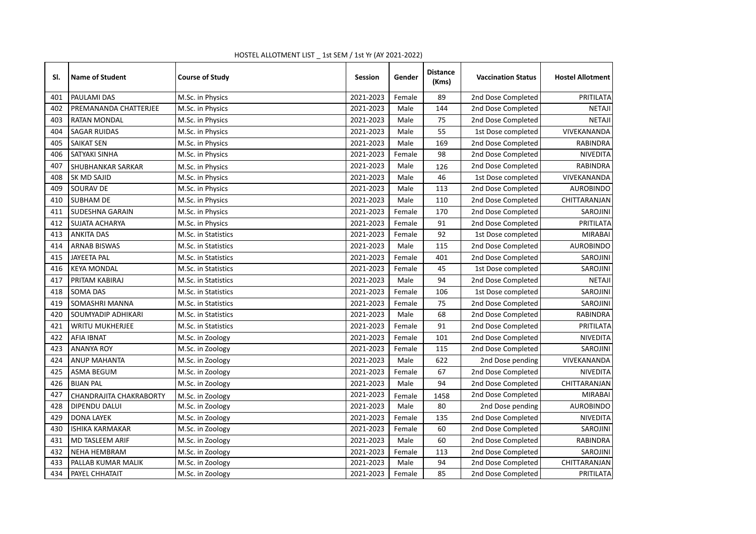HOSTEL ALLOTMENT LIST _ 1st SEM / 1st Yr (AY 2021-2022)

| Sl. | Name of Student | Course of Study | Session | Gender | Distance (Kms) | Vaccination Status | Hostel Allotment |
|---|---|---|---|---|---|---|---|
| 401 | PAULAMI DAS | M.Sc. in Physics | 2021-2023 | Female | 89 | 2nd Dose Completed | PRITILATA |
| 402 | PREMANANDA CHATTERJEE | M.Sc. in Physics | 2021-2023 | Male | 144 | 2nd Dose Completed | NETAJI |
| 403 | RATAN MONDAL | M.Sc. in Physics | 2021-2023 | Male | 75 | 2nd Dose Completed | NETAJI |
| 404 | SAGAR RUIDAS | M.Sc. in Physics | 2021-2023 | Male | 55 | 1st Dose completed | VIVEKANANDA |
| 405 | SAIKAT SEN | M.Sc. in Physics | 2021-2023 | Male | 169 | 2nd Dose Completed | RABINDRA |
| 406 | SATYAKI SINHA | M.Sc. in Physics | 2021-2023 | Female | 98 | 2nd Dose Completed | NIVEDITA |
| 407 | SHUBHANKAR SARKAR | M.Sc. in Physics | 2021-2023 | Male | 126 | 2nd Dose Completed | RABINDRA |
| 408 | SK MD SAJID | M.Sc. in Physics | 2021-2023 | Male | 46 | 1st Dose completed | VIVEKANANDA |
| 409 | SOURAV DE | M.Sc. in Physics | 2021-2023 | Male | 113 | 2nd Dose Completed | AUROBINDO |
| 410 | SUBHAM DE | M.Sc. in Physics | 2021-2023 | Male | 110 | 2nd Dose Completed | CHITTARANJAN |
| 411 | SUDESHNA GARAIN | M.Sc. in Physics | 2021-2023 | Female | 170 | 2nd Dose Completed | SAROJINI |
| 412 | SUJATA ACHARYA | M.Sc. in Physics | 2021-2023 | Female | 91 | 2nd Dose Completed | PRITILATA |
| 413 | ANKITA DAS | M.Sc. in Statistics | 2021-2023 | Female | 92 | 1st Dose completed | MIRABAI |
| 414 | ARNAB BISWAS | M.Sc. in Statistics | 2021-2023 | Male | 115 | 2nd Dose Completed | AUROBINDO |
| 415 | JAYEETA PAL | M.Sc. in Statistics | 2021-2023 | Female | 401 | 2nd Dose Completed | SAROJINI |
| 416 | KEYA MONDAL | M.Sc. in Statistics | 2021-2023 | Female | 45 | 1st Dose completed | SAROJINI |
| 417 | PRITAM KABIRAJ | M.Sc. in Statistics | 2021-2023 | Male | 94 | 2nd Dose Completed | NETAJI |
| 418 | SOMA DAS | M.Sc. in Statistics | 2021-2023 | Female | 106 | 1st Dose completed | SAROJINI |
| 419 | SOMASHRI MANNA | M.Sc. in Statistics | 2021-2023 | Female | 75 | 2nd Dose Completed | SAROJINI |
| 420 | SOUMYADIP ADHIKARI | M.Sc. in Statistics | 2021-2023 | Male | 68 | 2nd Dose Completed | RABINDRA |
| 421 | WRITU MUKHERJEE | M.Sc. in Statistics | 2021-2023 | Female | 91 | 2nd Dose Completed | PRITILATA |
| 422 | AFIA IBNAT | M.Sc. in Zoology | 2021-2023 | Female | 101 | 2nd Dose Completed | NIVEDITA |
| 423 | ANANYA ROY | M.Sc. in Zoology | 2021-2023 | Female | 115 | 2nd Dose Completed | SAROJINI |
| 424 | ANUP MAHANTA | M.Sc. in Zoology | 2021-2023 | Male | 622 | 2nd Dose pending | VIVEKANANDA |
| 425 | ASMA BEGUM | M.Sc. in Zoology | 2021-2023 | Female | 67 | 2nd Dose Completed | NIVEDITA |
| 426 | BIJAN PAL | M.Sc. in Zoology | 2021-2023 | Male | 94 | 2nd Dose Completed | CHITTARANJAN |
| 427 | CHANDRAJITA CHAKRABORTY | M.Sc. in Zoology | 2021-2023 | Female | 1458 | 2nd Dose Completed | MIRABAI |
| 428 | DIPENDU DALUI | M.Sc. in Zoology | 2021-2023 | Male | 80 | 2nd Dose pending | AUROBINDO |
| 429 | DONA LAYEK | M.Sc. in Zoology | 2021-2023 | Female | 135 | 2nd Dose Completed | NIVEDITA |
| 430 | ISHIKA KARMAKAR | M.Sc. in Zoology | 2021-2023 | Female | 60 | 2nd Dose Completed | SAROJINI |
| 431 | MD TASLEEM ARIF | M.Sc. in Zoology | 2021-2023 | Male | 60 | 2nd Dose Completed | RABINDRA |
| 432 | NEHA HEMBRAM | M.Sc. in Zoology | 2021-2023 | Female | 113 | 2nd Dose Completed | SAROJINI |
| 433 | PALLAB KUMAR MALIK | M.Sc. in Zoology | 2021-2023 | Male | 94 | 2nd Dose Completed | CHITTARANJAN |
| 434 | PAYEL CHHATAIT | M.Sc. in Zoology | 2021-2023 | Female | 85 | 2nd Dose Completed | PRITILATA |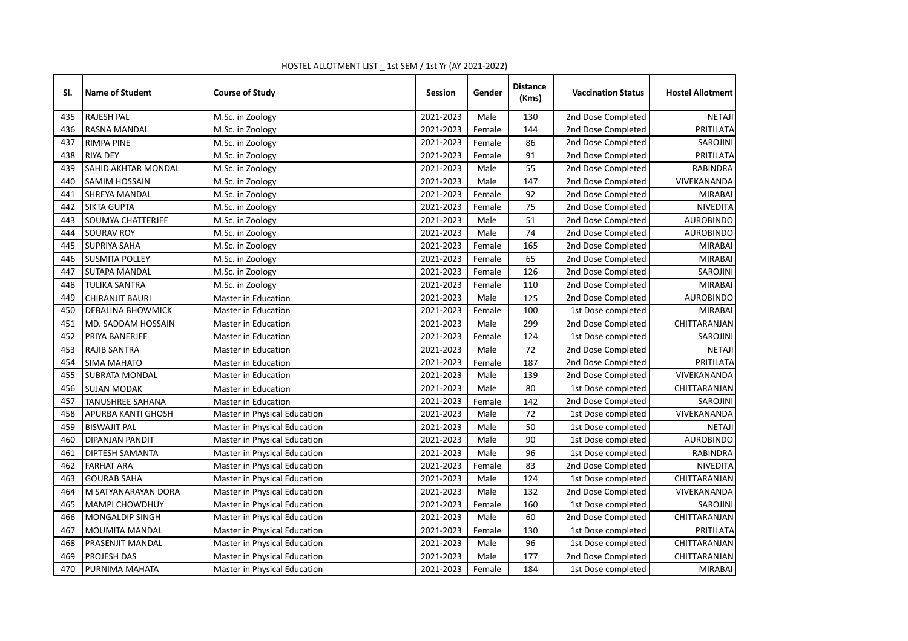HOSTEL ALLOTMENT LIST _ 1st SEM / 1st Yr (AY 2021-2022)

| Sl. | Name of Student | Course of Study | Session | Gender | Distance (Kms) | Vaccination Status | Hostel Allotment |
|---|---|---|---|---|---|---|---|
| 435 | RAJESH PAL | M.Sc. in Zoology | 2021-2023 | Male | 130 | 2nd Dose Completed | NETAJI |
| 436 | RASNA MANDAL | M.Sc. in Zoology | 2021-2023 | Female | 144 | 2nd Dose Completed | PRITILATA |
| 437 | RIMPA PINE | M.Sc. in Zoology | 2021-2023 | Female | 86 | 2nd Dose Completed | SAROJINI |
| 438 | RIYA DEY | M.Sc. in Zoology | 2021-2023 | Female | 91 | 2nd Dose Completed | PRITILATA |
| 439 | SAHID AKHTAR MONDAL | M.Sc. in Zoology | 2021-2023 | Male | 55 | 2nd Dose Completed | RABINDRA |
| 440 | SAMIM HOSSAIN | M.Sc. in Zoology | 2021-2023 | Male | 147 | 2nd Dose Completed | VIVEKANANDA |
| 441 | SHREYA MANDAL | M.Sc. in Zoology | 2021-2023 | Female | 92 | 2nd Dose Completed | MIRABAI |
| 442 | SIKTA GUPTA | M.Sc. in Zoology | 2021-2023 | Female | 75 | 2nd Dose Completed | NIVEDITA |
| 443 | SOUMYA CHATTERJEE | M.Sc. in Zoology | 2021-2023 | Male | 51 | 2nd Dose Completed | AUROBINDO |
| 444 | SOURAV ROY | M.Sc. in Zoology | 2021-2023 | Male | 74 | 2nd Dose Completed | AUROBINDO |
| 445 | SUPRIYA SAHA | M.Sc. in Zoology | 2021-2023 | Female | 165 | 2nd Dose Completed | MIRABAI |
| 446 | SUSMITA POLLEY | M.Sc. in Zoology | 2021-2023 | Female | 65 | 2nd Dose Completed | MIRABAI |
| 447 | SUTAPA MANDAL | M.Sc. in Zoology | 2021-2023 | Female | 126 | 2nd Dose Completed | SAROJINI |
| 448 | TULIKA SANTRA | M.Sc. in Zoology | 2021-2023 | Female | 110 | 2nd Dose Completed | MIRABAI |
| 449 | CHIRANJIT BAURI | Master in Education | 2021-2023 | Male | 125 | 2nd Dose Completed | AUROBINDO |
| 450 | DEBALINA BHOWMICK | Master in Education | 2021-2023 | Female | 100 | 1st Dose completed | MIRABAI |
| 451 | MD. SADDAM HOSSAIN | Master in Education | 2021-2023 | Male | 299 | 2nd Dose Completed | CHITTARANJAN |
| 452 | PRIYA BANERJEE | Master in Education | 2021-2023 | Female | 124 | 1st Dose completed | SAROJINI |
| 453 | RAJIB SANTRA | Master in Education | 2021-2023 | Male | 72 | 2nd Dose Completed | NETAJI |
| 454 | SIMA MAHATO | Master in Education | 2021-2023 | Female | 187 | 2nd Dose Completed | PRITILATA |
| 455 | SUBRATA MONDAL | Master in Education | 2021-2023 | Male | 139 | 2nd Dose Completed | VIVEKANANDA |
| 456 | SUJAN MODAK | Master in Education | 2021-2023 | Male | 80 | 1st Dose completed | CHITTARANJAN |
| 457 | TANUSHREE SAHANA | Master in Education | 2021-2023 | Female | 142 | 2nd Dose Completed | SAROJINI |
| 458 | APURBA KANTI GHOSH | Master in Physical Education | 2021-2023 | Male | 72 | 1st Dose completed | VIVEKANANDA |
| 459 | BISWAJIT PAL | Master in Physical Education | 2021-2023 | Male | 50 | 1st Dose completed | NETAJI |
| 460 | DIPANJAN PANDIT | Master in Physical Education | 2021-2023 | Male | 90 | 1st Dose completed | AUROBINDO |
| 461 | DIPTESH SAMANTA | Master in Physical Education | 2021-2023 | Male | 96 | 1st Dose completed | RABINDRA |
| 462 | FARHAT ARA | Master in Physical Education | 2021-2023 | Female | 83 | 2nd Dose Completed | NIVEDITA |
| 463 | GOURAB SAHA | Master in Physical Education | 2021-2023 | Male | 124 | 1st Dose completed | CHITTARANJAN |
| 464 | M SATYANARAYAN DORA | Master in Physical Education | 2021-2023 | Male | 132 | 2nd Dose Completed | VIVEKANANDA |
| 465 | MAMPI CHOWDHUY | Master in Physical Education | 2021-2023 | Female | 160 | 1st Dose completed | SAROJINI |
| 466 | MONGALDIP SINGH | Master in Physical Education | 2021-2023 | Male | 60 | 2nd Dose Completed | CHITTARANJAN |
| 467 | MOUMITA MANDAL | Master in Physical Education | 2021-2023 | Female | 130 | 1st Dose completed | PRITILATA |
| 468 | PRASENJIT MANDAL | Master in Physical Education | 2021-2023 | Male | 96 | 1st Dose completed | CHITTARANJAN |
| 469 | PROJESH DAS | Master in Physical Education | 2021-2023 | Male | 177 | 2nd Dose Completed | CHITTARANJAN |
| 470 | PURNIMA MAHATA | Master in Physical Education | 2021-2023 | Female | 184 | 1st Dose completed | MIRABAI |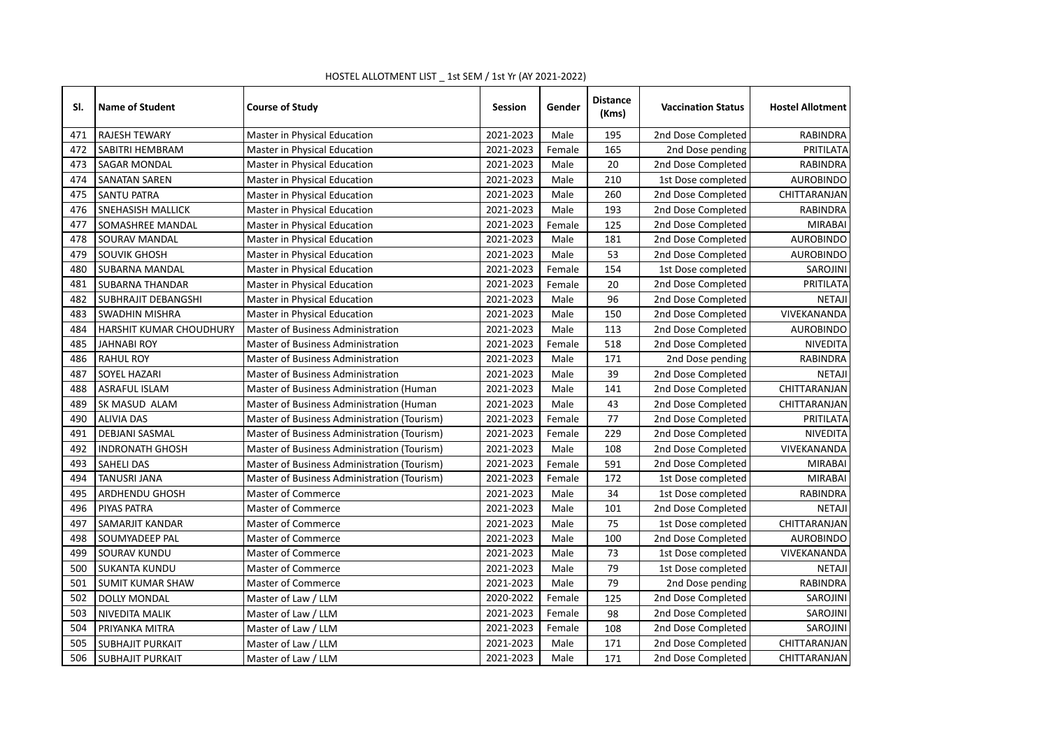HOSTEL ALLOTMENT LIST _ 1st SEM / 1st Yr (AY 2021-2022)

| Sl. | Name of Student | Course of Study | Session | Gender | Distance (Kms) | Vaccination Status | Hostel Allotment |
|---|---|---|---|---|---|---|---|
| 471 | RAJESH TEWARY | Master in Physical Education | 2021-2023 | Male | 195 | 2nd Dose Completed | RABINDRA |
| 472 | SABITRI HEMBRAM | Master in Physical Education | 2021-2023 | Female | 165 | 2nd Dose pending | PRITILATA |
| 473 | SAGAR MONDAL | Master in Physical Education | 2021-2023 | Male | 20 | 2nd Dose Completed | RABINDRA |
| 474 | SANATAN SAREN | Master in Physical Education | 2021-2023 | Male | 210 | 1st Dose completed | AUROBINDO |
| 475 | SANTU PATRA | Master in Physical Education | 2021-2023 | Male | 260 | 2nd Dose Completed | CHITTARANJAN |
| 476 | SNEHASISH MALLICK | Master in Physical Education | 2021-2023 | Male | 193 | 2nd Dose Completed | RABINDRA |
| 477 | SOMASHREE MANDAL | Master in Physical Education | 2021-2023 | Female | 125 | 2nd Dose Completed | MIRABAI |
| 478 | SOURAV MANDAL | Master in Physical Education | 2021-2023 | Male | 181 | 2nd Dose Completed | AUROBINDO |
| 479 | SOUVIK GHOSH | Master in Physical Education | 2021-2023 | Male | 53 | 2nd Dose Completed | AUROBINDO |
| 480 | SUBARNA MANDAL | Master in Physical Education | 2021-2023 | Female | 154 | 1st Dose completed | SAROJINI |
| 481 | SUBARNA THANDAR | Master in Physical Education | 2021-2023 | Female | 20 | 2nd Dose Completed | PRITILATA |
| 482 | SUBHRAJIT DEBANGSHI | Master in Physical Education | 2021-2023 | Male | 96 | 2nd Dose Completed | NETAJI |
| 483 | SWADHIN MISHRA | Master in Physical Education | 2021-2023 | Male | 150 | 2nd Dose Completed | VIVEKANANDA |
| 484 | HARSHIT KUMAR CHOUDHURY | Master of Business Administration | 2021-2023 | Male | 113 | 2nd Dose Completed | AUROBINDO |
| 485 | JAHNABI ROY | Master of Business Administration | 2021-2023 | Female | 518 | 2nd Dose Completed | NIVEDITA |
| 486 | RAHUL ROY | Master of Business Administration | 2021-2023 | Male | 171 | 2nd Dose pending | RABINDRA |
| 487 | SOYEL HAZARI | Master of Business Administration | 2021-2023 | Male | 39 | 2nd Dose Completed | NETAJI |
| 488 | ASRAFUL ISLAM | Master of Business Administration (Human | 2021-2023 | Male | 141 | 2nd Dose Completed | CHITTARANJAN |
| 489 | SK MASUD ALAM | Master of Business Administration (Human | 2021-2023 | Male | 43 | 2nd Dose Completed | CHITTARANJAN |
| 490 | ALIVIA DAS | Master of Business Administration (Tourism) | 2021-2023 | Female | 77 | 2nd Dose Completed | PRITILATA |
| 491 | DEBJANI SASMAL | Master of Business Administration (Tourism) | 2021-2023 | Female | 229 | 2nd Dose Completed | NIVEDITA |
| 492 | INDRONATH GHOSH | Master of Business Administration (Tourism) | 2021-2023 | Male | 108 | 2nd Dose Completed | VIVEKANANDA |
| 493 | SAHELI DAS | Master of Business Administration (Tourism) | 2021-2023 | Female | 591 | 2nd Dose Completed | MIRABAI |
| 494 | TANUSRI JANA | Master of Business Administration (Tourism) | 2021-2023 | Female | 172 | 1st Dose completed | MIRABAI |
| 495 | ARDHENDU GHOSH | Master of Commerce | 2021-2023 | Male | 34 | 1st Dose completed | RABINDRA |
| 496 | PIYAS PATRA | Master of Commerce | 2021-2023 | Male | 101 | 2nd Dose Completed | NETAJI |
| 497 | SAMARJIT KANDAR | Master of Commerce | 2021-2023 | Male | 75 | 1st Dose completed | CHITTARANJAN |
| 498 | SOUMYADEEP PAL | Master of Commerce | 2021-2023 | Male | 100 | 2nd Dose Completed | AUROBINDO |
| 499 | SOURAV KUNDU | Master of Commerce | 2021-2023 | Male | 73 | 1st Dose completed | VIVEKANANDA |
| 500 | SUKANTA KUNDU | Master of Commerce | 2021-2023 | Male | 79 | 1st Dose completed | NETAJI |
| 501 | SUMIT KUMAR SHAW | Master of Commerce | 2021-2023 | Male | 79 | 2nd Dose pending | RABINDRA |
| 502 | DOLLY MONDAL | Master of Law / LLM | 2020-2022 | Female | 125 | 2nd Dose Completed | SAROJINI |
| 503 | NIVEDITA MALIK | Master of Law / LLM | 2021-2023 | Female | 98 | 2nd Dose Completed | SAROJINI |
| 504 | PRIYANKA MITRA | Master of Law / LLM | 2021-2023 | Female | 108 | 2nd Dose Completed | SAROJINI |
| 505 | SUBHAJIT PURKAIT | Master of Law / LLM | 2021-2023 | Male | 171 | 2nd Dose Completed | CHITTARANJAN |
| 506 | SUBHAJIT PURKAIT | Master of Law / LLM | 2021-2023 | Male | 171 | 2nd Dose Completed | CHITTARANJAN |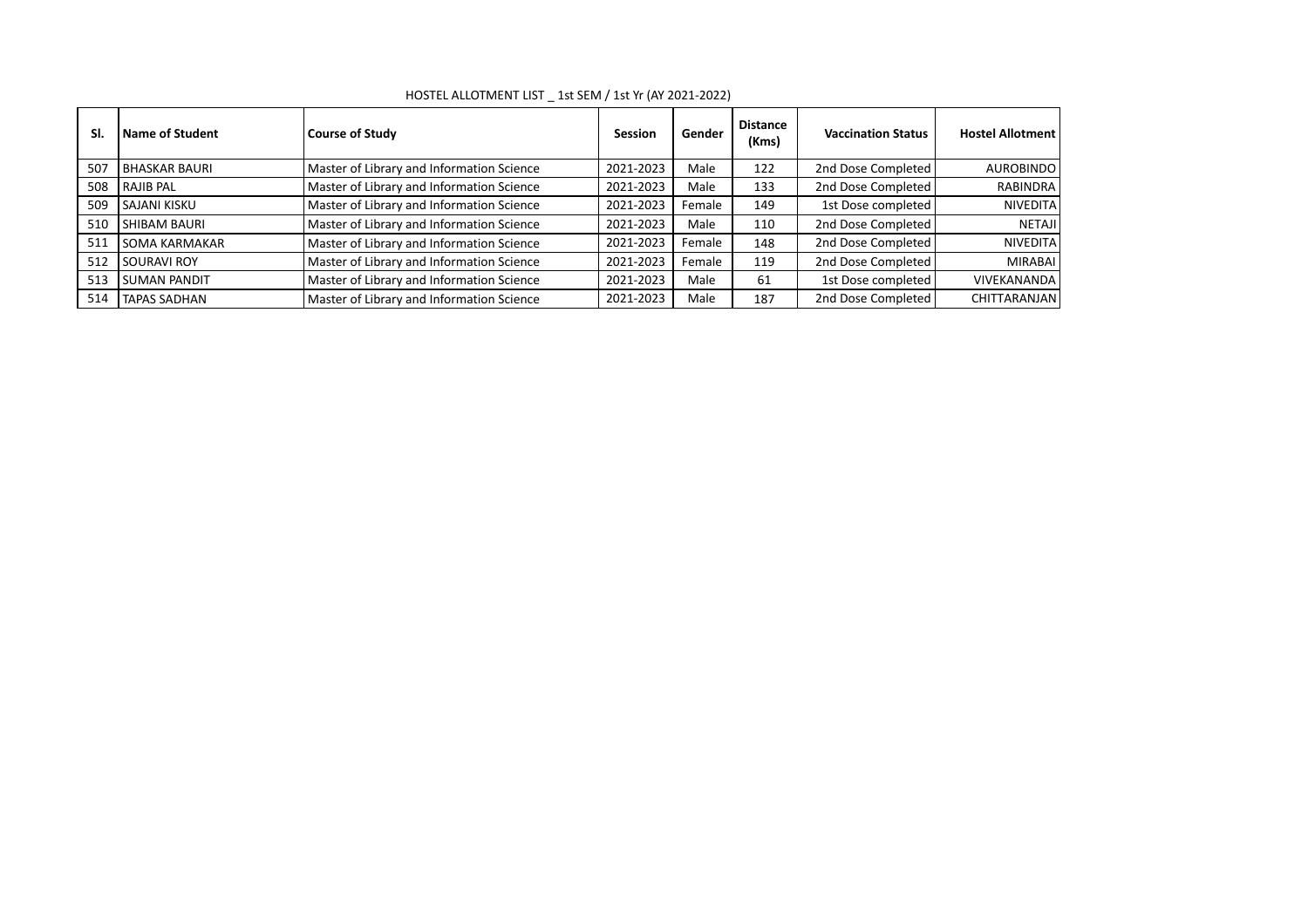HOSTEL ALLOTMENT LIST _ 1st SEM / 1st Yr (AY 2021-2022)

| Sl. | Name of Student | Course of Study | Session | Gender | Distance (Kms) | Vaccination Status | Hostel Allotment |
|---|---|---|---|---|---|---|---|
| 507 | BHASKAR BAURI | Master of Library and Information Science | 2021-2023 | Male | 122 | 2nd Dose Completed | AUROBINDO |
| 508 | RAJIB PAL | Master of Library and Information Science | 2021-2023 | Male | 133 | 2nd Dose Completed | RABINDRA |
| 509 | SAJANI KISKU | Master of Library and Information Science | 2021-2023 | Female | 149 | 1st Dose completed | NIVEDITA |
| 510 | SHIBAM BAURI | Master of Library and Information Science | 2021-2023 | Male | 110 | 2nd Dose Completed | NETAJI |
| 511 | SOMA KARMAKAR | Master of Library and Information Science | 2021-2023 | Female | 148 | 2nd Dose Completed | NIVEDITA |
| 512 | SOURAVI ROY | Master of Library and Information Science | 2021-2023 | Female | 119 | 2nd Dose Completed | MIRABAI |
| 513 | SUMAN PANDIT | Master of Library and Information Science | 2021-2023 | Male | 61 | 1st Dose completed | VIVEKANANDA |
| 514 | TAPAS SADHAN | Master of Library and Information Science | 2021-2023 | Male | 187 | 2nd Dose Completed | CHITTARANJAN |